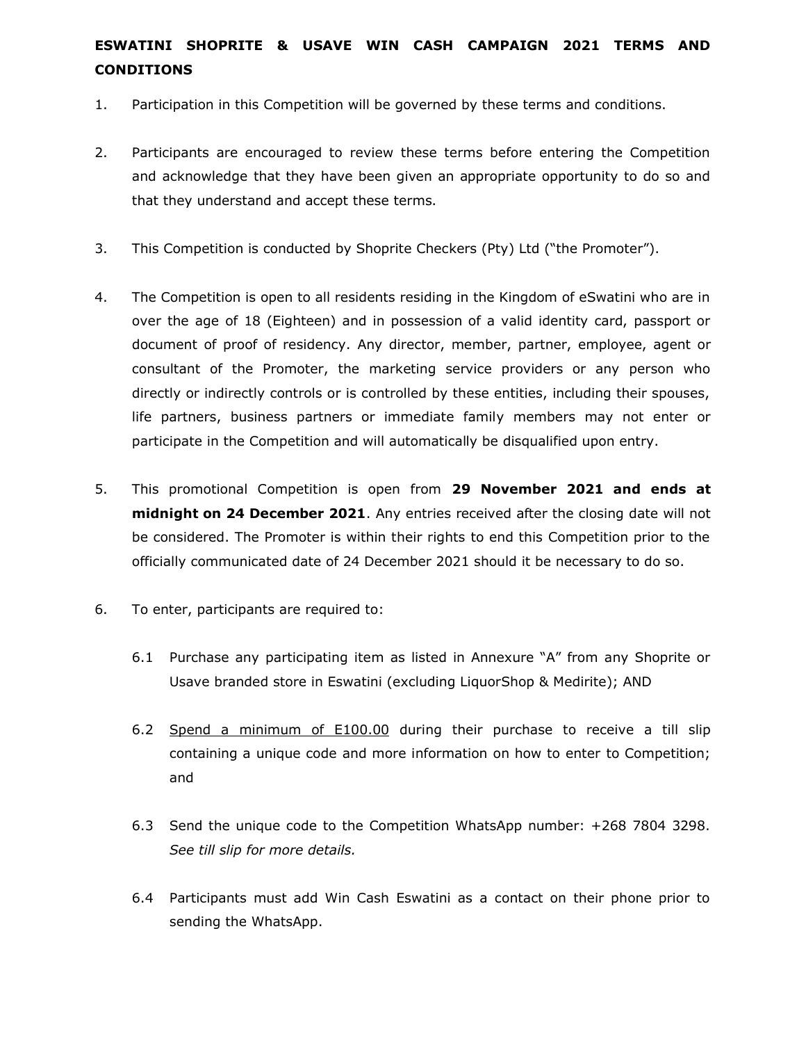**ESWATINI SHOPRITE & USAVE WIN CASH CAMPAIGN 2021 TERMS AND CONDITIONS**

1. Participation in this Competition will be governed by these terms and conditions.

2. Participants are encouraged to review these terms before entering the Competition and acknowledge that they have been given an appropriate opportunity to do so and that they understand and accept these terms.

3. This Competition is conducted by Shoprite Checkers (Pty) Ltd ("the Promoter").

4. The Competition is open to all residents residing in the Kingdom of eSwatini who are in over the age of 18 (Eighteen) and in possession of a valid identity card, passport or document of proof of residency. Any director, member, partner, employee, agent or consultant of the Promoter, the marketing service providers or any person who directly or indirectly controls or is controlled by these entities, including their spouses, life partners, business partners or immediate family members may not enter or participate in the Competition and will automatically be disqualified upon entry.

5. This promotional Competition is open from **29 November 2021 and ends at midnight on 24 December 2021**. Any entries received after the closing date will not be considered. The Promoter is within their rights to end this Competition prior to the officially communicated date of 24 December 2021 should it be necessary to do so.

6. To enter, participants are required to:

   6.1 Purchase any participating item as listed in Annexure "A" from any Shoprite or Usave branded store in Eswatini (excluding LiquorShop & Medirite); AND

   6.2 <u>Spend a minimum of E100.00</u> during their purchase to receive a till slip containing a unique code and more information on how to enter to Competition; and

   6.3 Send the unique code to the Competition WhatsApp number: +268 7804 3298. *See till slip for more details.*

   6.4 Participants must add Win Cash Eswatini as a contact on their phone prior to sending the WhatsApp.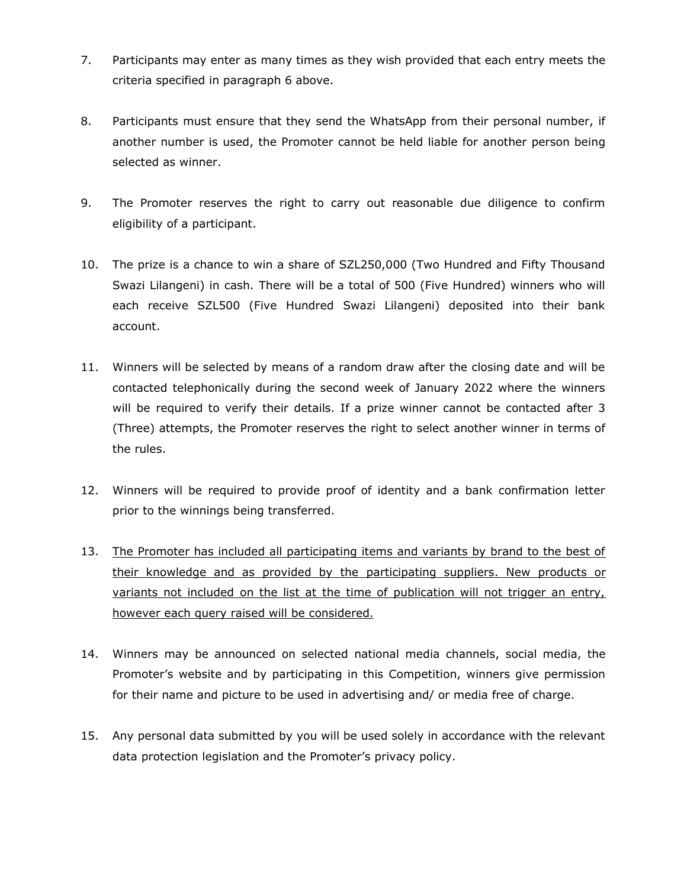7. Participants may enter as many times as they wish provided that each entry meets the criteria specified in paragraph 6 above.

8. Participants must ensure that they send the WhatsApp from their personal number, if another number is used, the Promoter cannot be held liable for another person being selected as winner.

9. The Promoter reserves the right to carry out reasonable due diligence to confirm eligibility of a participant.

10. The prize is a chance to win a share of SZL250,000 (Two Hundred and Fifty Thousand Swazi Lilangeni) in cash. There will be a total of 500 (Five Hundred) winners who will each receive SZL500 (Five Hundred Swazi Lilangeni) deposited into their bank account.

11. Winners will be selected by means of a random draw after the closing date and will be contacted telephonically during the second week of January 2022 where the winners will be required to verify their details. If a prize winner cannot be contacted after 3 (Three) attempts, the Promoter reserves the right to select another winner in terms of the rules.

12. Winners will be required to provide proof of identity and a bank confirmation letter prior to the winnings being transferred.

13. <u>The Promoter has included all participating items and variants by brand to the best of their knowledge and as provided by the participating suppliers. New products or variants not included on the list at the time of publication will not trigger an entry, however each query raised will be considered.</u>

14. Winners may be announced on selected national media channels, social media, the Promoter's website and by participating in this Competition, winners give permission for their name and picture to be used in advertising and/ or media free of charge.

15. Any personal data submitted by you will be used solely in accordance with the relevant data protection legislation and the Promoter's privacy policy.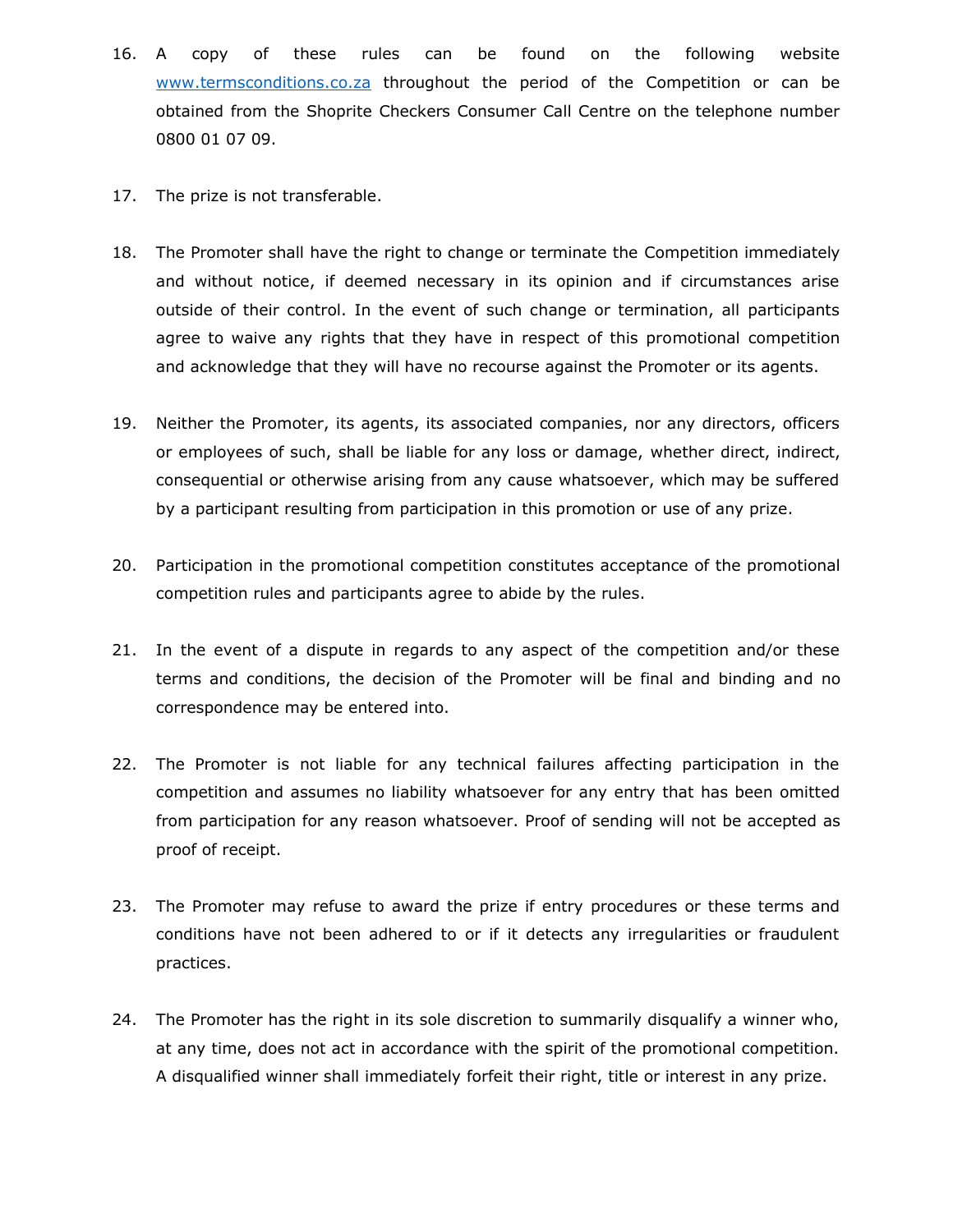16. A copy of these rules can be found on the following website [www.termsconditions.co.za](http://www.termsconditions.co.za) throughout the period of the Competition or can be obtained from the Shoprite Checkers Consumer Call Centre on the telephone number 0800 01 07 09.

17. The prize is not transferable.

18. The Promoter shall have the right to change or terminate the Competition immediately and without notice, if deemed necessary in its opinion and if circumstances arise outside of their control. In the event of such change or termination, all participants agree to waive any rights that they have in respect of this promotional competition and acknowledge that they will have no recourse against the Promoter or its agents.

19. Neither the Promoter, its agents, its associated companies, nor any directors, officers or employees of such, shall be liable for any loss or damage, whether direct, indirect, consequential or otherwise arising from any cause whatsoever, which may be suffered by a participant resulting from participation in this promotion or use of any prize.

20. Participation in the promotional competition constitutes acceptance of the promotional competition rules and participants agree to abide by the rules.

21. In the event of a dispute in regards to any aspect of the competition and/or these terms and conditions, the decision of the Promoter will be final and binding and no correspondence may be entered into.

22. The Promoter is not liable for any technical failures affecting participation in the competition and assumes no liability whatsoever for any entry that has been omitted from participation for any reason whatsoever. Proof of sending will not be accepted as proof of receipt.

23. The Promoter may refuse to award the prize if entry procedures or these terms and conditions have not been adhered to or if it detects any irregularities or fraudulent practices.

24. The Promoter has the right in its sole discretion to summarily disqualify a winner who, at any time, does not act in accordance with the spirit of the promotional competition. A disqualified winner shall immediately forfeit their right, title or interest in any prize.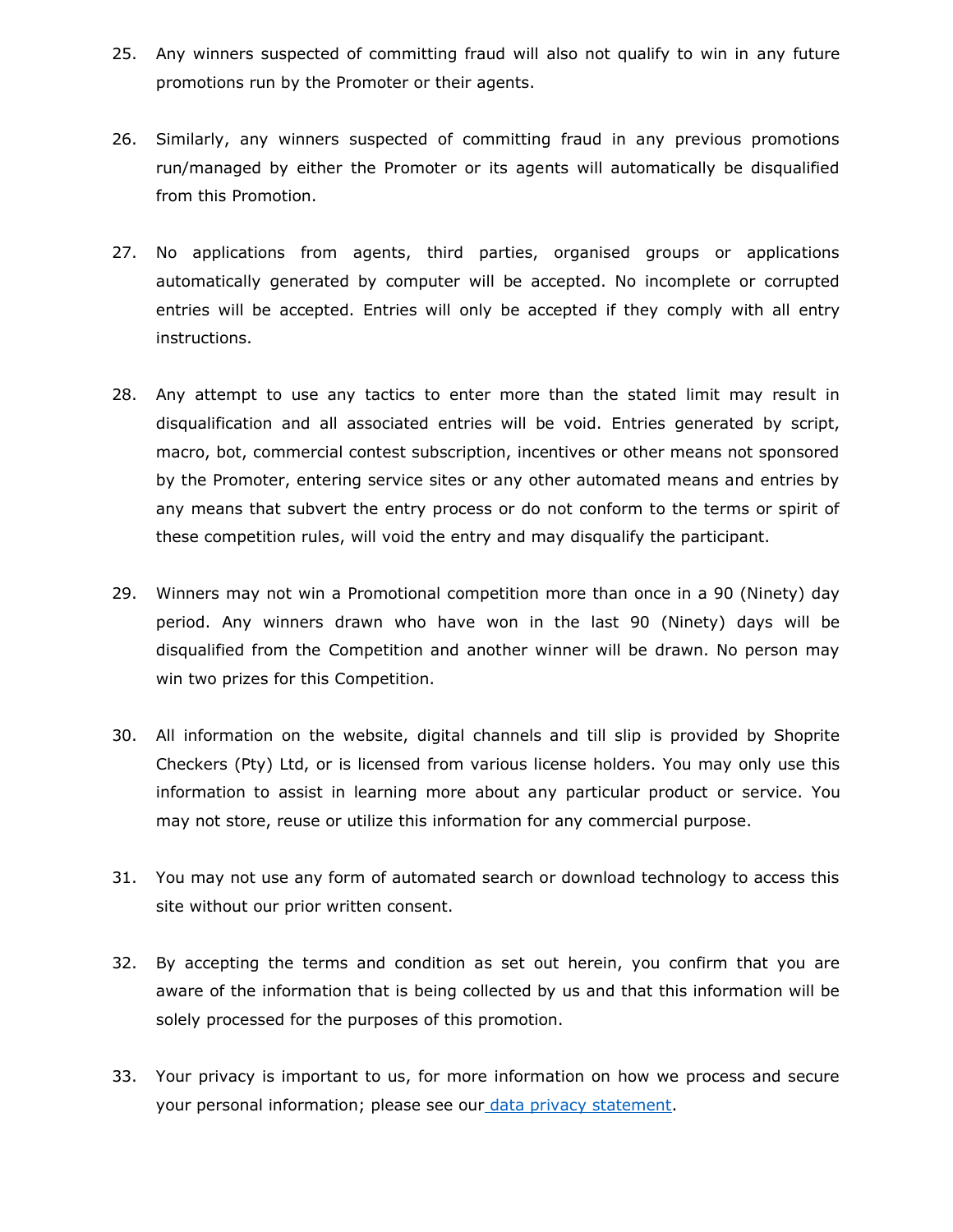25. Any winners suspected of committing fraud will also not qualify to win in any future promotions run by the Promoter or their agents.

26. Similarly, any winners suspected of committing fraud in any previous promotions run/managed by either the Promoter or its agents will automatically be disqualified from this Promotion.

27. No applications from agents, third parties, organised groups or applications automatically generated by computer will be accepted. No incomplete or corrupted entries will be accepted. Entries will only be accepted if they comply with all entry instructions.

28. Any attempt to use any tactics to enter more than the stated limit may result in disqualification and all associated entries will be void. Entries generated by script, macro, bot, commercial contest subscription, incentives or other means not sponsored by the Promoter, entering service sites or any other automated means and entries by any means that subvert the entry process or do not conform to the terms or spirit of these competition rules, will void the entry and may disqualify the participant.

29. Winners may not win a Promotional competition more than once in a 90 (Ninety) day period. Any winners drawn who have won in the last 90 (Ninety) days will be disqualified from the Competition and another winner will be drawn. No person may win two prizes for this Competition.

30. All information on the website, digital channels and till slip is provided by Shoprite Checkers (Pty) Ltd, or is licensed from various license holders. You may only use this information to assist in learning more about any particular product or service. You may not store, reuse or utilize this information for any commercial purpose.

31. You may not use any form of automated search or download technology to access this site without our prior written consent.

32. By accepting the terms and condition as set out herein, you confirm that you are aware of the information that is being collected by us and that this information will be solely processed for the purposes of this promotion.

33. Your privacy is important to us, for more information on how we process and secure your personal information; please see our [data privacy statement](#).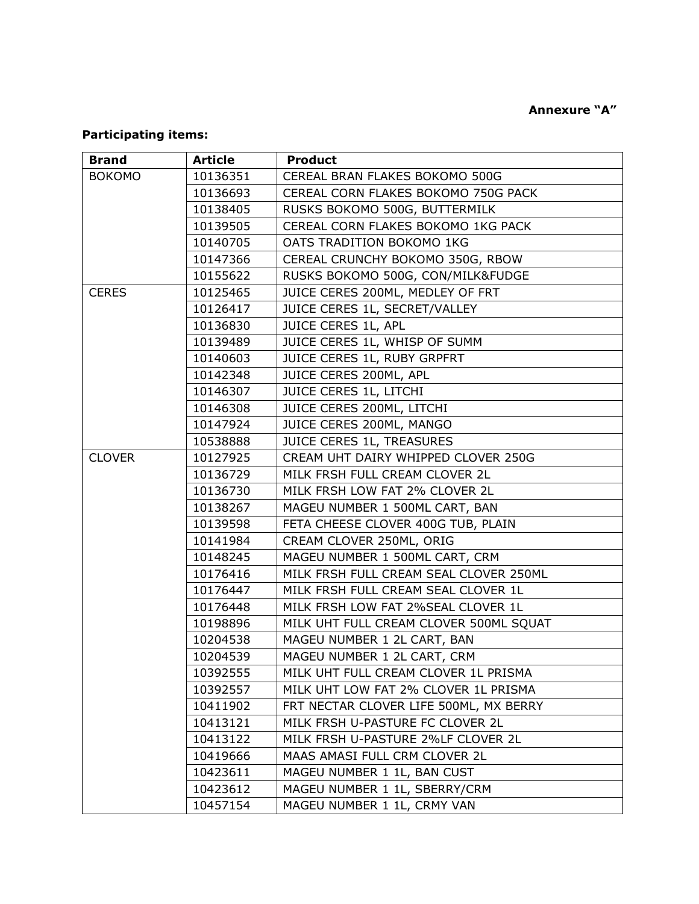**Annexure "A"**

**Participating items:**

| Brand | Article | Product |
|---|---|---|
| BOKOMO | 10136351 | CEREAL BRAN FLAKES BOKOMO 500G |
| | 10136693 | CEREAL CORN FLAKES BOKOMO 750G PACK |
| | 10138405 | RUSKS BOKOMO 500G, BUTTERMILK |
| | 10139505 | CEREAL CORN FLAKES BOKOMO 1KG PACK |
| | 10140705 | OATS TRADITION BOKOMO 1KG |
| | 10147366 | CEREAL CRUNCHY BOKOMO 350G, RBOW |
| | 10155622 | RUSKS BOKOMO 500G, CON/MILK&FUDGE |
| CERES | 10125465 | JUICE CERES 200ML, MEDLEY OF FRT |
| | 10126417 | JUICE CERES 1L, SECRET/VALLEY |
| | 10136830 | JUICE CERES 1L, APL |
| | 10139489 | JUICE CERES 1L, WHISP OF SUMM |
| | 10140603 | JUICE CERES 1L, RUBY GRPFRT |
| | 10142348 | JUICE CERES 200ML, APL |
| | 10146307 | JUICE CERES 1L, LITCHI |
| | 10146308 | JUICE CERES 200ML, LITCHI |
| | 10147924 | JUICE CERES 200ML, MANGO |
| | 10538888 | JUICE CERES 1L, TREASURES |
| CLOVER | 10127925 | CREAM UHT DAIRY WHIPPED CLOVER 250G |
| | 10136729 | MILK FRSH FULL CREAM CLOVER 2L |
| | 10136730 | MILK FRSH LOW FAT 2% CLOVER 2L |
| | 10138267 | MAGEU NUMBER 1 500ML CART, BAN |
| | 10139598 | FETA CHEESE CLOVER 400G TUB, PLAIN |
| | 10141984 | CREAM CLOVER 250ML, ORIG |
| | 10148245 | MAGEU NUMBER 1 500ML CART, CRM |
| | 10176416 | MILK FRSH FULL CREAM SEAL CLOVER 250ML |
| | 10176447 | MILK FRSH FULL CREAM SEAL CLOVER 1L |
| | 10176448 | MILK FRSH LOW FAT 2%SEAL CLOVER 1L |
| | 10198896 | MILK UHT FULL CREAM CLOVER 500ML SQUAT |
| | 10204538 | MAGEU NUMBER 1 2L CART, BAN |
| | 10204539 | MAGEU NUMBER 1 2L CART, CRM |
| | 10392555 | MILK UHT FULL CREAM CLOVER 1L PRISMA |
| | 10392557 | MILK UHT LOW FAT 2% CLOVER 1L PRISMA |
| | 10411902 | FRT NECTAR CLOVER LIFE 500ML, MX BERRY |
| | 10413121 | MILK FRSH U-PASTURE FC CLOVER 2L |
| | 10413122 | MILK FRSH U-PASTURE 2%LF CLOVER 2L |
| | 10419666 | MAAS AMASI FULL CRM CLOVER 2L |
| | 10423611 | MAGEU NUMBER 1 1L, BAN CUST |
| | 10423612 | MAGEU NUMBER 1 1L, SBERRY/CRM |
| | 10457154 | MAGEU NUMBER 1 1L, CRMY VAN |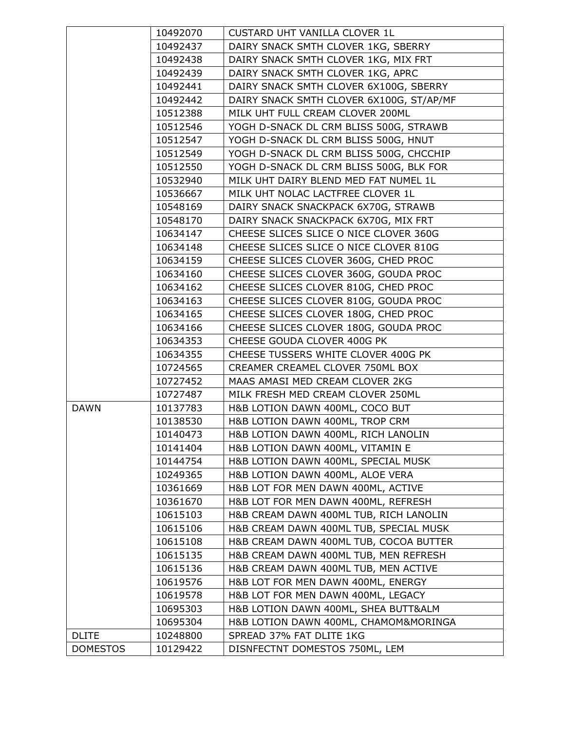| | | |
|---|---|---|
| | 10492070 | CUSTARD UHT VANILLA CLOVER 1L |
| | 10492437 | DAIRY SNACK SMTH CLOVER 1KG, SBERRY |
| | 10492438 | DAIRY SNACK SMTH CLOVER 1KG, MIX FRT |
| | 10492439 | DAIRY SNACK SMTH CLOVER 1KG, APRC |
| | 10492441 | DAIRY SNACK SMTH CLOVER 6X100G, SBERRY |
| | 10492442 | DAIRY SNACK SMTH CLOVER 6X100G, ST/AP/MF |
| | 10512388 | MILK UHT FULL CREAM CLOVER 200ML |
| | 10512546 | YOGH D-SNACK DL CRM BLISS 500G, STRAWB |
| | 10512547 | YOGH D-SNACK DL CRM BLISS 500G, HNUT |
| | 10512549 | YOGH D-SNACK DL CRM BLISS 500G, CHCCHIP |
| | 10512550 | YOGH D-SNACK DL CRM BLISS 500G, BLK FOR |
| | 10532940 | MILK UHT DAIRY BLEND MED FAT NUMEL 1L |
| | 10536667 | MILK UHT NOLAC LACTFREE CLOVER 1L |
| | 10548169 | DAIRY SNACK SNACKPACK 6X70G, STRAWB |
| | 10548170 | DAIRY SNACK SNACKPACK 6X70G, MIX FRT |
| | 10634147 | CHEESE SLICES SLICE O NICE CLOVER 360G |
| | 10634148 | CHEESE SLICES SLICE O NICE CLOVER 810G |
| | 10634159 | CHEESE SLICES CLOVER 360G, CHED PROC |
| | 10634160 | CHEESE SLICES CLOVER 360G, GOUDA PROC |
| | 10634162 | CHEESE SLICES CLOVER 810G, CHED PROC |
| | 10634163 | CHEESE SLICES CLOVER 810G, GOUDA PROC |
| | 10634165 | CHEESE SLICES CLOVER 180G, CHED PROC |
| | 10634166 | CHEESE SLICES CLOVER 180G, GOUDA PROC |
| | 10634353 | CHEESE GOUDA CLOVER 400G PK |
| | 10634355 | CHEESE TUSSERS WHITE CLOVER 400G PK |
| | 10724565 | CREAMER CREAMEL CLOVER 750ML BOX |
| | 10727452 | MAAS AMASI MED CREAM CLOVER 2KG |
| | 10727487 | MILK FRESH MED CREAM CLOVER 250ML |
| DAWN | 10137783 | H&B LOTION DAWN 400ML, COCO BUT |
| | 10138530 | H&B LOTION DAWN 400ML, TROP CRM |
| | 10140473 | H&B LOTION DAWN 400ML, RICH LANOLIN |
| | 10141404 | H&B LOTION DAWN 400ML, VITAMIN E |
| | 10144754 | H&B LOTION DAWN 400ML, SPECIAL MUSK |
| | 10249365 | H&B LOTION DAWN 400ML, ALOE VERA |
| | 10361669 | H&B LOT FOR MEN DAWN 400ML, ACTIVE |
| | 10361670 | H&B LOT FOR MEN DAWN 400ML, REFRESH |
| | 10615103 | H&B CREAM DAWN 400ML TUB, RICH LANOLIN |
| | 10615106 | H&B CREAM DAWN 400ML TUB, SPECIAL MUSK |
| | 10615108 | H&B CREAM DAWN 400ML TUB, COCOA BUTTER |
| | 10615135 | H&B CREAM DAWN 400ML TUB, MEN REFRESH |
| | 10615136 | H&B CREAM DAWN 400ML TUB, MEN ACTIVE |
| | 10619576 | H&B LOT FOR MEN DAWN 400ML, ENERGY |
| | 10619578 | H&B LOT FOR MEN DAWN 400ML, LEGACY |
| | 10695303 | H&B LOTION DAWN 400ML, SHEA BUTT&ALM |
| | 10695304 | H&B LOTION DAWN 400ML, CHAMOM&MORINGA |
| DLITE | 10248800 | SPREAD 37% FAT DLITE 1KG |
| DOMESTOS | 10129422 | DISNFECTNT DOMESTOS 750ML, LEM |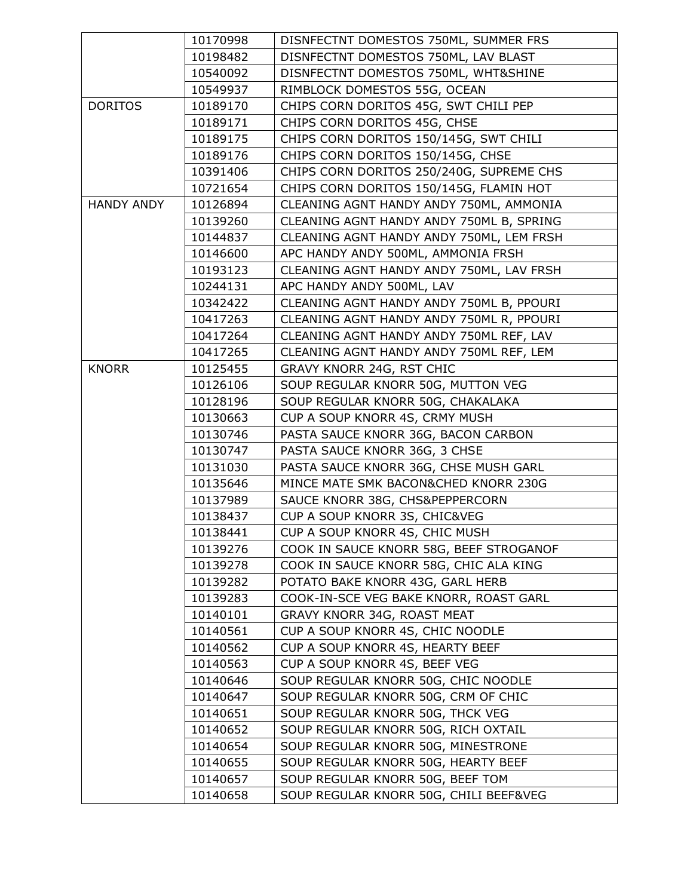| | | |
|---|---|---|
| | 10170998 | DISNFECTNT DOMESTOS 750ML, SUMMER FRS |
| | 10198482 | DISNFECTNT DOMESTOS 750ML, LAV BLAST |
| | 10540092 | DISNFECTNT DOMESTOS 750ML, WHT&SHINE |
| | 10549937 | RIMBLOCK DOMESTOS 55G, OCEAN |
| DORITOS | 10189170 | CHIPS CORN DORITOS 45G, SWT CHILI PEP |
| | 10189171 | CHIPS CORN DORITOS 45G, CHSE |
| | 10189175 | CHIPS CORN DORITOS 150/145G, SWT CHILI |
| | 10189176 | CHIPS CORN DORITOS 150/145G, CHSE |
| | 10391406 | CHIPS CORN DORITOS 250/240G, SUPREME CHS |
| | 10721654 | CHIPS CORN DORITOS 150/145G, FLAMIN HOT |
| HANDY ANDY | 10126894 | CLEANING AGNT HANDY ANDY 750ML, AMMONIA |
| | 10139260 | CLEANING AGNT HANDY ANDY 750ML B, SPRING |
| | 10144837 | CLEANING AGNT HANDY ANDY 750ML, LEM FRSH |
| | 10146600 | APC HANDY ANDY 500ML, AMMONIA FRSH |
| | 10193123 | CLEANING AGNT HANDY ANDY 750ML, LAV FRSH |
| | 10244131 | APC HANDY ANDY 500ML, LAV |
| | 10342422 | CLEANING AGNT HANDY ANDY 750ML B, PPOURI |
| | 10417263 | CLEANING AGNT HANDY ANDY 750ML R, PPOURI |
| | 10417264 | CLEANING AGNT HANDY ANDY 750ML REF, LAV |
| | 10417265 | CLEANING AGNT HANDY ANDY 750ML REF, LEM |
| KNORR | 10125455 | GRAVY KNORR 24G, RST CHIC |
| | 10126106 | SOUP REGULAR KNORR 50G, MUTTON VEG |
| | 10128196 | SOUP REGULAR KNORR 50G, CHAKALAKA |
| | 10130663 | CUP A SOUP KNORR 4S, CRMY MUSH |
| | 10130746 | PASTA SAUCE KNORR 36G, BACON CARBON |
| | 10130747 | PASTA SAUCE KNORR 36G, 3 CHSE |
| | 10131030 | PASTA SAUCE KNORR 36G, CHSE MUSH GARL |
| | 10135646 | MINCE MATE SMK BACON&CHED KNORR 230G |
| | 10137989 | SAUCE KNORR 38G, CHS&PEPPERCORN |
| | 10138437 | CUP A SOUP KNORR 3S, CHIC&VEG |
| | 10138441 | CUP A SOUP KNORR 4S, CHIC MUSH |
| | 10139276 | COOK IN SAUCE KNORR 58G, BEEF STROGANOF |
| | 10139278 | COOK IN SAUCE KNORR 58G, CHIC ALA KING |
| | 10139282 | POTATO BAKE KNORR 43G, GARL HERB |
| | 10139283 | COOK-IN-SCE VEG BAKE KNORR, ROAST GARL |
| | 10140101 | GRAVY KNORR 34G, ROAST MEAT |
| | 10140561 | CUP A SOUP KNORR 4S, CHIC NOODLE |
| | 10140562 | CUP A SOUP KNORR 4S, HEARTY BEEF |
| | 10140563 | CUP A SOUP KNORR 4S, BEEF VEG |
| | 10140646 | SOUP REGULAR KNORR 50G, CHIC NOODLE |
| | 10140647 | SOUP REGULAR KNORR 50G, CRM OF CHIC |
| | 10140651 | SOUP REGULAR KNORR 50G, THCK VEG |
| | 10140652 | SOUP REGULAR KNORR 50G, RICH OXTAIL |
| | 10140654 | SOUP REGULAR KNORR 50G, MINESTRONE |
| | 10140655 | SOUP REGULAR KNORR 50G, HEARTY BEEF |
| | 10140657 | SOUP REGULAR KNORR 50G, BEEF TOM |
| | 10140658 | SOUP REGULAR KNORR 50G, CHILI BEEF&VEG |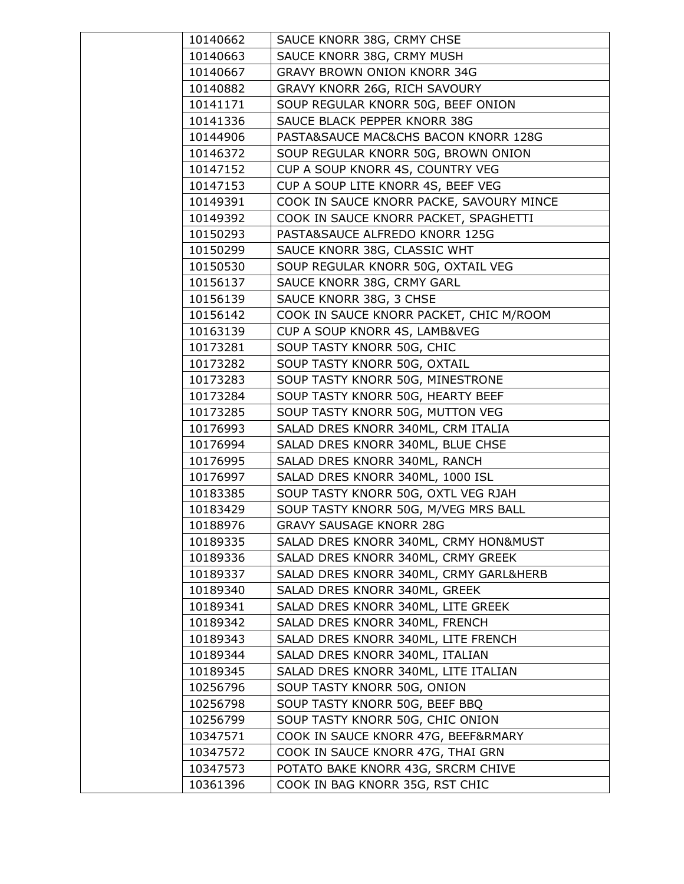| | | |
|---|---|---|
| | 10140662 | SAUCE KNORR 38G, CRMY CHSE |
| | 10140663 | SAUCE KNORR 38G, CRMY MUSH |
| | 10140667 | GRAVY BROWN ONION KNORR 34G |
| | 10140882 | GRAVY KNORR 26G, RICH SAVOURY |
| | 10141171 | SOUP REGULAR KNORR 50G, BEEF ONION |
| | 10141336 | SAUCE BLACK PEPPER KNORR 38G |
| | 10144906 | PASTA&SAUCE MAC&CHS BACON KNORR 128G |
| | 10146372 | SOUP REGULAR KNORR 50G, BROWN ONION |
| | 10147152 | CUP A SOUP KNORR 4S, COUNTRY VEG |
| | 10147153 | CUP A SOUP LITE KNORR 4S, BEEF VEG |
| | 10149391 | COOK IN SAUCE KNORR PACKE, SAVOURY MINCE |
| | 10149392 | COOK IN SAUCE KNORR PACKET, SPAGHETTI |
| | 10150293 | PASTA&SAUCE ALFREDO KNORR 125G |
| | 10150299 | SAUCE KNORR 38G, CLASSIC WHT |
| | 10150530 | SOUP REGULAR KNORR 50G, OXTAIL VEG |
| | 10156137 | SAUCE KNORR 38G, CRMY GARL |
| | 10156139 | SAUCE KNORR 38G, 3 CHSE |
| | 10156142 | COOK IN SAUCE KNORR PACKET, CHIC M/ROOM |
| | 10163139 | CUP A SOUP KNORR 4S, LAMB&VEG |
| | 10173281 | SOUP TASTY KNORR 50G, CHIC |
| | 10173282 | SOUP TASTY KNORR 50G, OXTAIL |
| | 10173283 | SOUP TASTY KNORR 50G, MINESTRONE |
| | 10173284 | SOUP TASTY KNORR 50G, HEARTY BEEF |
| | 10173285 | SOUP TASTY KNORR 50G, MUTTON VEG |
| | 10176993 | SALAD DRES KNORR 340ML, CRM ITALIA |
| | 10176994 | SALAD DRES KNORR 340ML, BLUE CHSE |
| | 10176995 | SALAD DRES KNORR 340ML, RANCH |
| | 10176997 | SALAD DRES KNORR 340ML, 1000 ISL |
| | 10183385 | SOUP TASTY KNORR 50G, OXTL VEG RJAH |
| | 10183429 | SOUP TASTY KNORR 50G, M/VEG MRS BALL |
| | 10188976 | GRAVY SAUSAGE KNORR 28G |
| | 10189335 | SALAD DRES KNORR 340ML, CRMY HON&MUST |
| | 10189336 | SALAD DRES KNORR 340ML, CRMY GREEK |
| | 10189337 | SALAD DRES KNORR 340ML, CRMY GARL&HERB |
| | 10189340 | SALAD DRES KNORR 340ML, GREEK |
| | 10189341 | SALAD DRES KNORR 340ML, LITE GREEK |
| | 10189342 | SALAD DRES KNORR 340ML, FRENCH |
| | 10189343 | SALAD DRES KNORR 340ML, LITE FRENCH |
| | 10189344 | SALAD DRES KNORR 340ML, ITALIAN |
| | 10189345 | SALAD DRES KNORR 340ML, LITE ITALIAN |
| | 10256796 | SOUP TASTY KNORR 50G, ONION |
| | 10256798 | SOUP TASTY KNORR 50G, BEEF BBQ |
| | 10256799 | SOUP TASTY KNORR 50G, CHIC ONION |
| | 10347571 | COOK IN SAUCE KNORR 47G, BEEF&RMARY |
| | 10347572 | COOK IN SAUCE KNORR 47G, THAI GRN |
| | 10347573 | POTATO BAKE KNORR 43G, SRCRM CHIVE |
| | 10361396 | COOK IN BAG KNORR 35G, RST CHIC |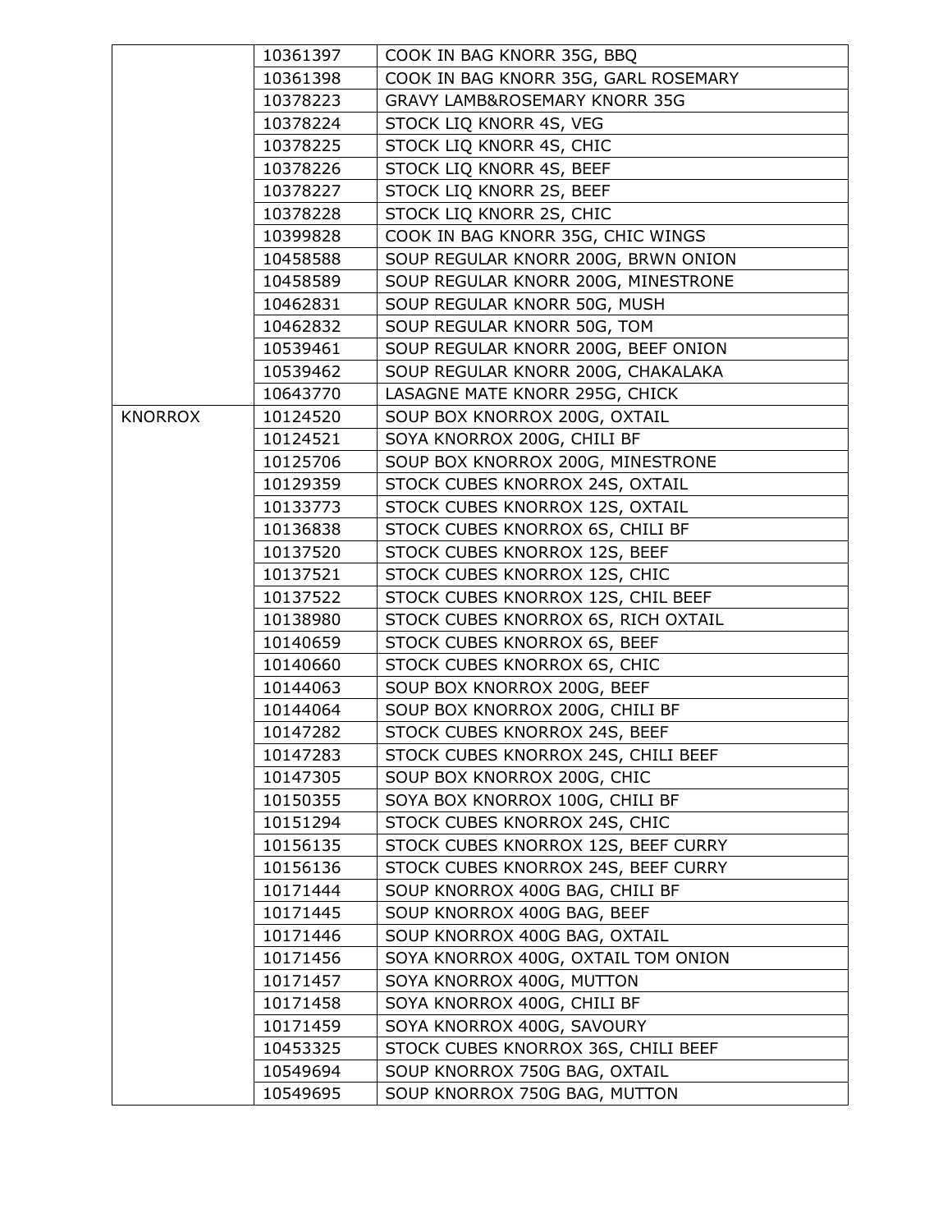| | | |
|---|---|---|
| | 10361397 | COOK IN BAG KNORR 35G, BBQ |
| | 10361398 | COOK IN BAG KNORR 35G, GARL ROSEMARY |
| | 10378223 | GRAVY LAMB&ROSEMARY KNORR 35G |
| | 10378224 | STOCK LIQ KNORR 4S, VEG |
| | 10378225 | STOCK LIQ KNORR 4S, CHIC |
| | 10378226 | STOCK LIQ KNORR 4S, BEEF |
| | 10378227 | STOCK LIQ KNORR 2S, BEEF |
| | 10378228 | STOCK LIQ KNORR 2S, CHIC |
| | 10399828 | COOK IN BAG KNORR 35G, CHIC WINGS |
| | 10458588 | SOUP REGULAR KNORR 200G, BRWN ONION |
| | 10458589 | SOUP REGULAR KNORR 200G, MINESTRONE |
| | 10462831 | SOUP REGULAR KNORR 50G, MUSH |
| | 10462832 | SOUP REGULAR KNORR 50G, TOM |
| | 10539461 | SOUP REGULAR KNORR 200G, BEEF ONION |
| | 10539462 | SOUP REGULAR KNORR 200G, CHAKALAKA |
| | 10643770 | LASAGNE MATE KNORR 295G, CHICK |
| KNORROX | 10124520 | SOUP BOX KNORROX 200G, OXTAIL |
| | 10124521 | SOYA KNORROX 200G, CHILI BF |
| | 10125706 | SOUP BOX KNORROX 200G, MINESTRONE |
| | 10129359 | STOCK CUBES KNORROX 24S, OXTAIL |
| | 10133773 | STOCK CUBES KNORROX 12S, OXTAIL |
| | 10136838 | STOCK CUBES KNORROX 6S, CHILI BF |
| | 10137520 | STOCK CUBES KNORROX 12S, BEEF |
| | 10137521 | STOCK CUBES KNORROX 12S, CHIC |
| | 10137522 | STOCK CUBES KNORROX 12S, CHIL BEEF |
| | 10138980 | STOCK CUBES KNORROX 6S, RICH OXTAIL |
| | 10140659 | STOCK CUBES KNORROX 6S, BEEF |
| | 10140660 | STOCK CUBES KNORROX 6S, CHIC |
| | 10144063 | SOUP BOX KNORROX 200G, BEEF |
| | 10144064 | SOUP BOX KNORROX 200G, CHILI BF |
| | 10147282 | STOCK CUBES KNORROX 24S, BEEF |
| | 10147283 | STOCK CUBES KNORROX 24S, CHILI BEEF |
| | 10147305 | SOUP BOX KNORROX 200G, CHIC |
| | 10150355 | SOYA BOX KNORROX 100G, CHILI BF |
| | 10151294 | STOCK CUBES KNORROX 24S, CHIC |
| | 10156135 | STOCK CUBES KNORROX 12S, BEEF CURRY |
| | 10156136 | STOCK CUBES KNORROX 24S, BEEF CURRY |
| | 10171444 | SOUP KNORROX 400G BAG, CHILI BF |
| | 10171445 | SOUP KNORROX 400G BAG, BEEF |
| | 10171446 | SOUP KNORROX 400G BAG, OXTAIL |
| | 10171456 | SOYA KNORROX 400G, OXTAIL TOM ONION |
| | 10171457 | SOYA KNORROX 400G, MUTTON |
| | 10171458 | SOYA KNORROX 400G, CHILI BF |
| | 10171459 | SOYA KNORROX 400G, SAVOURY |
| | 10453325 | STOCK CUBES KNORROX 36S, CHILI BEEF |
| | 10549694 | SOUP KNORROX 750G BAG, OXTAIL |
| | 10549695 | SOUP KNORROX 750G BAG, MUTTON |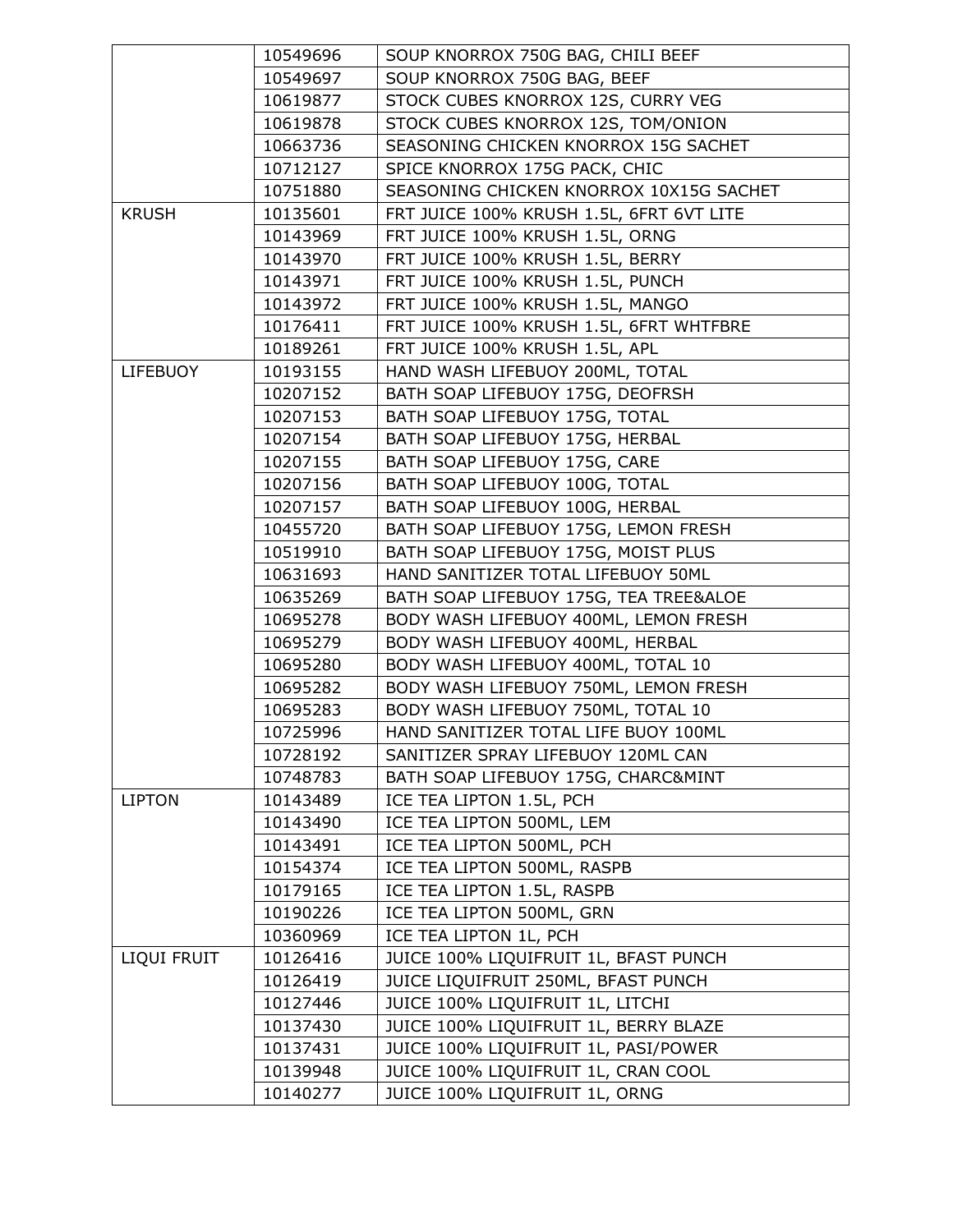|  |  |  |
|---|---|---|
|  | 10549696 | SOUP KNORROX 750G BAG, CHILI BEEF |
|  | 10549697 | SOUP KNORROX 750G BAG, BEEF |
|  | 10619877 | STOCK CUBES KNORROX 12S, CURRY VEG |
|  | 10619878 | STOCK CUBES KNORROX 12S, TOM/ONION |
|  | 10663736 | SEASONING CHICKEN KNORROX 15G SACHET |
|  | 10712127 | SPICE KNORROX 175G PACK, CHIC |
|  | 10751880 | SEASONING CHICKEN KNORROX 10X15G SACHET |
| KRUSH | 10135601 | FRT JUICE 100% KRUSH 1.5L, 6FRT 6VT LITE |
|  | 10143969 | FRT JUICE 100% KRUSH 1.5L, ORNG |
|  | 10143970 | FRT JUICE 100% KRUSH 1.5L, BERRY |
|  | 10143971 | FRT JUICE 100% KRUSH 1.5L, PUNCH |
|  | 10143972 | FRT JUICE 100% KRUSH 1.5L, MANGO |
|  | 10176411 | FRT JUICE 100% KRUSH 1.5L, 6FRT WHTFBRE |
|  | 10189261 | FRT JUICE 100% KRUSH 1.5L, APL |
| LIFEBUOY | 10193155 | HAND WASH LIFEBUOY 200ML, TOTAL |
|  | 10207152 | BATH SOAP LIFEBUOY 175G, DEOFRSH |
|  | 10207153 | BATH SOAP LIFEBUOY 175G, TOTAL |
|  | 10207154 | BATH SOAP LIFEBUOY 175G, HERBAL |
|  | 10207155 | BATH SOAP LIFEBUOY 175G, CARE |
|  | 10207156 | BATH SOAP LIFEBUOY 100G, TOTAL |
|  | 10207157 | BATH SOAP LIFEBUOY 100G, HERBAL |
|  | 10455720 | BATH SOAP LIFEBUOY 175G, LEMON FRESH |
|  | 10519910 | BATH SOAP LIFEBUOY 175G, MOIST PLUS |
|  | 10631693 | HAND SANITIZER TOTAL LIFEBUOY 50ML |
|  | 10635269 | BATH SOAP LIFEBUOY 175G, TEA TREE&ALOE |
|  | 10695278 | BODY WASH LIFEBUOY 400ML, LEMON FRESH |
|  | 10695279 | BODY WASH LIFEBUOY 400ML, HERBAL |
|  | 10695280 | BODY WASH LIFEBUOY 400ML, TOTAL 10 |
|  | 10695282 | BODY WASH LIFEBUOY 750ML, LEMON FRESH |
|  | 10695283 | BODY WASH LIFEBUOY 750ML, TOTAL 10 |
|  | 10725996 | HAND SANITIZER TOTAL LIFE BUOY 100ML |
|  | 10728192 | SANITIZER SPRAY LIFEBUOY 120ML CAN |
|  | 10748783 | BATH SOAP LIFEBUOY 175G, CHARC&MINT |
| LIPTON | 10143489 | ICE TEA LIPTON 1.5L, PCH |
|  | 10143490 | ICE TEA LIPTON 500ML, LEM |
|  | 10143491 | ICE TEA LIPTON 500ML, PCH |
|  | 10154374 | ICE TEA LIPTON 500ML, RASPB |
|  | 10179165 | ICE TEA LIPTON 1.5L, RASPB |
|  | 10190226 | ICE TEA LIPTON 500ML, GRN |
|  | 10360969 | ICE TEA LIPTON 1L, PCH |
| LIQUI FRUIT | 10126416 | JUICE 100% LIQUIFRUIT 1L, BFAST PUNCH |
|  | 10126419 | JUICE LIQUIFRUIT 250ML, BFAST PUNCH |
|  | 10127446 | JUICE 100% LIQUIFRUIT 1L, LITCHI |
|  | 10137430 | JUICE 100% LIQUIFRUIT 1L, BERRY BLAZE |
|  | 10137431 | JUICE 100% LIQUIFRUIT 1L, PASI/POWER |
|  | 10139948 | JUICE 100% LIQUIFRUIT 1L, CRAN COOL |
|  | 10140277 | JUICE 100% LIQUIFRUIT 1L, ORNG |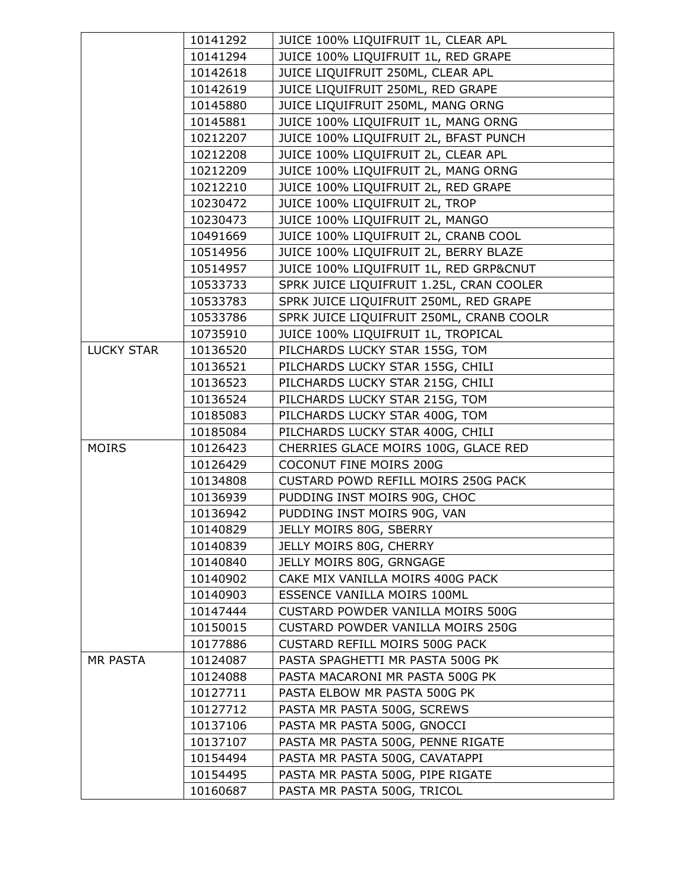| | | |
|---|---|---|
| | 10141292 | JUICE 100% LIQUIFRUIT 1L, CLEAR APL |
| | 10141294 | JUICE 100% LIQUIFRUIT 1L, RED GRAPE |
| | 10142618 | JUICE LIQUIFRUIT 250ML, CLEAR APL |
| | 10142619 | JUICE LIQUIFRUIT 250ML, RED GRAPE |
| | 10145880 | JUICE LIQUIFRUIT 250ML, MANG ORNG |
| | 10145881 | JUICE 100% LIQUIFRUIT 1L, MANG ORNG |
| | 10212207 | JUICE 100% LIQUIFRUIT 2L, BFAST PUNCH |
| | 10212208 | JUICE 100% LIQUIFRUIT 2L, CLEAR APL |
| | 10212209 | JUICE 100% LIQUIFRUIT 2L, MANG ORNG |
| | 10212210 | JUICE 100% LIQUIFRUIT 2L, RED GRAPE |
| | 10230472 | JUICE 100% LIQUIFRUIT 2L, TROP |
| | 10230473 | JUICE 100% LIQUIFRUIT 2L, MANGO |
| | 10491669 | JUICE 100% LIQUIFRUIT 2L, CRANB COOL |
| | 10514956 | JUICE 100% LIQUIFRUIT 2L, BERRY BLAZE |
| | 10514957 | JUICE 100% LIQUIFRUIT 1L, RED GRP&CNUT |
| | 10533733 | SPRK JUICE LIQUIFRUIT 1.25L, CRAN COOLER |
| | 10533783 | SPRK JUICE LIQUIFRUIT 250ML, RED GRAPE |
| | 10533786 | SPRK JUICE LIQUIFRUIT 250ML, CRANB COOLR |
| | 10735910 | JUICE 100% LIQUIFRUIT 1L, TROPICAL |
| LUCKY STAR | 10136520 | PILCHARDS LUCKY STAR 155G, TOM |
| | 10136521 | PILCHARDS LUCKY STAR 155G, CHILI |
| | 10136523 | PILCHARDS LUCKY STAR 215G, CHILI |
| | 10136524 | PILCHARDS LUCKY STAR 215G, TOM |
| | 10185083 | PILCHARDS LUCKY STAR 400G, TOM |
| | 10185084 | PILCHARDS LUCKY STAR 400G, CHILI |
| MOIRS | 10126423 | CHERRIES GLACE MOIRS 100G, GLACE RED |
| | 10126429 | COCONUT FINE MOIRS 200G |
| | 10134808 | CUSTARD POWD REFILL MOIRS 250G PACK |
| | 10136939 | PUDDING INST MOIRS 90G, CHOC |
| | 10136942 | PUDDING INST MOIRS 90G, VAN |
| | 10140829 | JELLY MOIRS 80G, SBERRY |
| | 10140839 | JELLY MOIRS 80G, CHERRY |
| | 10140840 | JELLY MOIRS 80G, GRNGAGE |
| | 10140902 | CAKE MIX VANILLA MOIRS 400G PACK |
| | 10140903 | ESSENCE VANILLA MOIRS 100ML |
| | 10147444 | CUSTARD POWDER VANILLA MOIRS 500G |
| | 10150015 | CUSTARD POWDER VANILLA MOIRS 250G |
| | 10177886 | CUSTARD REFILL MOIRS 500G PACK |
| MR PASTA | 10124087 | PASTA SPAGHETTI MR PASTA 500G PK |
| | 10124088 | PASTA MACARONI MR PASTA 500G PK |
| | 10127711 | PASTA ELBOW MR PASTA 500G PK |
| | 10127712 | PASTA MR PASTA 500G, SCREWS |
| | 10137106 | PASTA MR PASTA 500G, GNOCCI |
| | 10137107 | PASTA MR PASTA 500G, PENNE RIGATE |
| | 10154494 | PASTA MR PASTA 500G, CAVATAPPI |
| | 10154495 | PASTA MR PASTA 500G, PIPE RIGATE |
| | 10160687 | PASTA MR PASTA 500G, TRICOL |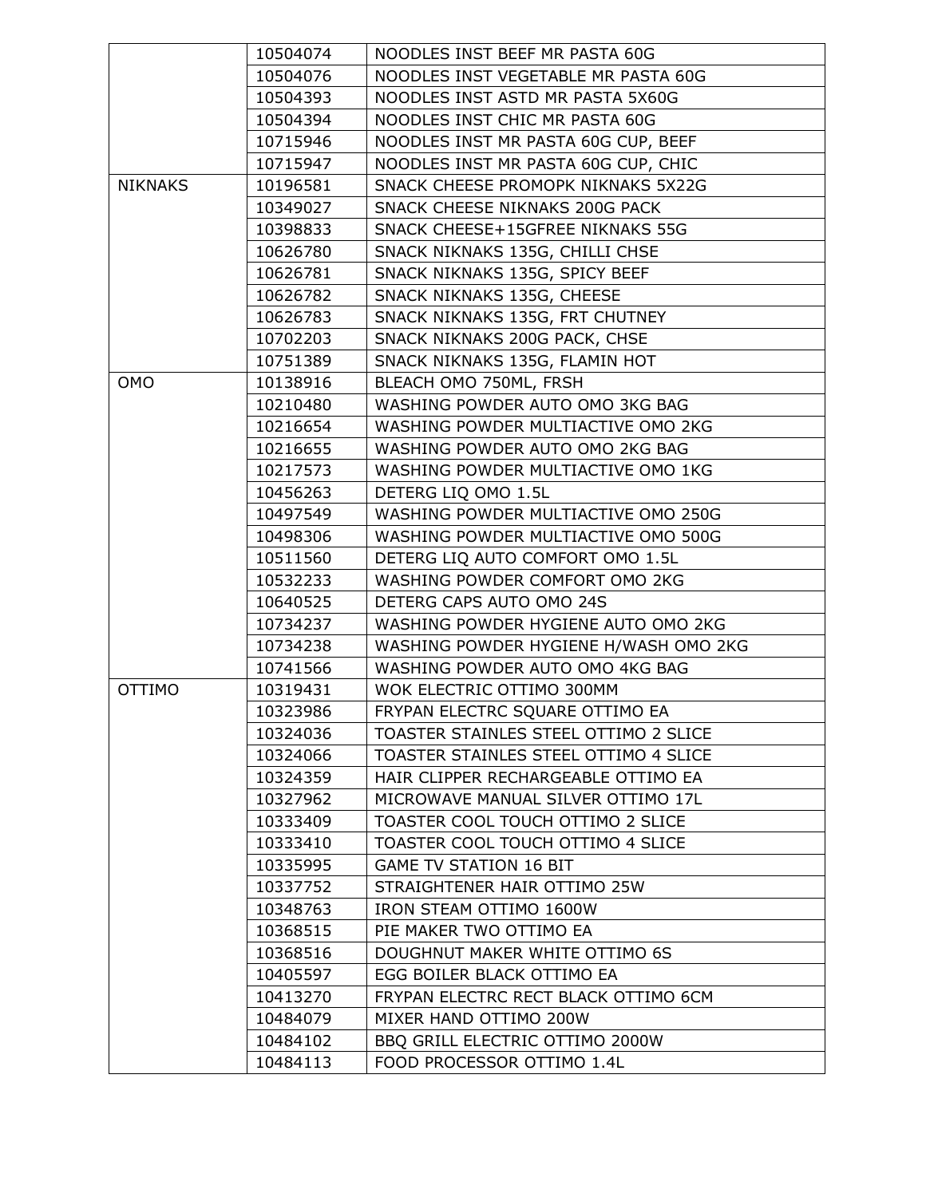| | | |
|---|---|---|
| | 10504074 | NOODLES INST BEEF MR PASTA 60G |
| | 10504076 | NOODLES INST VEGETABLE MR PASTA 60G |
| | 10504393 | NOODLES INST ASTD MR PASTA 5X60G |
| | 10504394 | NOODLES INST CHIC MR PASTA 60G |
| | 10715946 | NOODLES INST MR PASTA 60G CUP, BEEF |
| | 10715947 | NOODLES INST MR PASTA 60G CUP, CHIC |
| NIKNAKS | 10196581 | SNACK CHEESE PROMOPK NIKNAKS 5X22G |
| | 10349027 | SNACK CHEESE NIKNAKS 200G PACK |
| | 10398833 | SNACK CHEESE+15GFREE NIKNAKS 55G |
| | 10626780 | SNACK NIKNAKS 135G, CHILLI CHSE |
| | 10626781 | SNACK NIKNAKS 135G, SPICY BEEF |
| | 10626782 | SNACK NIKNAKS 135G, CHEESE |
| | 10626783 | SNACK NIKNAKS 135G, FRT CHUTNEY |
| | 10702203 | SNACK NIKNAKS 200G PACK, CHSE |
| | 10751389 | SNACK NIKNAKS 135G, FLAMIN HOT |
| OMO | 10138916 | BLEACH OMO 750ML, FRSH |
| | 10210480 | WASHING POWDER AUTO OMO 3KG BAG |
| | 10216654 | WASHING POWDER MULTIACTIVE OMO 2KG |
| | 10216655 | WASHING POWDER AUTO OMO 2KG BAG |
| | 10217573 | WASHING POWDER MULTIACTIVE OMO 1KG |
| | 10456263 | DETERG LIQ OMO 1.5L |
| | 10497549 | WASHING POWDER MULTIACTIVE OMO 250G |
| | 10498306 | WASHING POWDER MULTIACTIVE OMO 500G |
| | 10511560 | DETERG LIQ AUTO COMFORT OMO 1.5L |
| | 10532233 | WASHING POWDER COMFORT OMO 2KG |
| | 10640525 | DETERG CAPS AUTO OMO 24S |
| | 10734237 | WASHING POWDER HYGIENE AUTO OMO 2KG |
| | 10734238 | WASHING POWDER HYGIENE H/WASH OMO 2KG |
| | 10741566 | WASHING POWDER AUTO OMO 4KG BAG |
| OTTIMO | 10319431 | WOK ELECTRIC OTTIMO 300MM |
| | 10323986 | FRYPAN ELECTRC SQUARE OTTIMO EA |
| | 10324036 | TOASTER STAINLES STEEL OTTIMO 2 SLICE |
| | 10324066 | TOASTER STAINLES STEEL OTTIMO 4 SLICE |
| | 10324359 | HAIR CLIPPER RECHARGEABLE OTTIMO EA |
| | 10327962 | MICROWAVE MANUAL SILVER OTTIMO 17L |
| | 10333409 | TOASTER COOL TOUCH OTTIMO 2 SLICE |
| | 10333410 | TOASTER COOL TOUCH OTTIMO 4 SLICE |
| | 10335995 | GAME TV STATION 16 BIT |
| | 10337752 | STRAIGHTENER HAIR OTTIMO 25W |
| | 10348763 | IRON STEAM OTTIMO 1600W |
| | 10368515 | PIE MAKER TWO OTTIMO EA |
| | 10368516 | DOUGHNUT MAKER WHITE OTTIMO 6S |
| | 10405597 | EGG BOILER BLACK OTTIMO EA |
| | 10413270 | FRYPAN ELECTRC RECT BLACK OTTIMO 6CM |
| | 10484079 | MIXER HAND OTTIMO 200W |
| | 10484102 | BBQ GRILL ELECTRIC OTTIMO 2000W |
| | 10484113 | FOOD PROCESSOR OTTIMO 1.4L |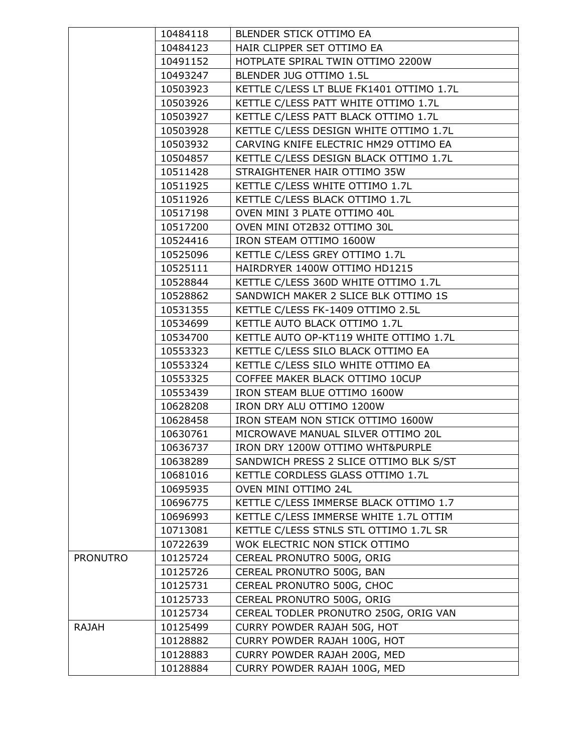| | | |
|---|---|---|
| | 10484118 | BLENDER STICK OTTIMO EA |
| | 10484123 | HAIR CLIPPER SET OTTIMO EA |
| | 10491152 | HOTPLATE SPIRAL TWIN OTTIMO 2200W |
| | 10493247 | BLENDER JUG OTTIMO 1.5L |
| | 10503923 | KETTLE C/LESS LT BLUE FK1401 OTTIMO 1.7L |
| | 10503926 | KETTLE C/LESS PATT WHITE OTTIMO 1.7L |
| | 10503927 | KETTLE C/LESS PATT BLACK OTTIMO 1.7L |
| | 10503928 | KETTLE C/LESS DESIGN WHITE OTTIMO 1.7L |
| | 10503932 | CARVING KNIFE ELECTRIC HM29 OTTIMO EA |
| | 10504857 | KETTLE C/LESS DESIGN BLACK OTTIMO 1.7L |
| | 10511428 | STRAIGHTENER HAIR OTTIMO 35W |
| | 10511925 | KETTLE C/LESS WHITE OTTIMO 1.7L |
| | 10511926 | KETTLE C/LESS BLACK OTTIMO 1.7L |
| | 10517198 | OVEN MINI 3 PLATE OTTIMO 40L |
| | 10517200 | OVEN MINI OT2B32 OTTIMO 30L |
| | 10524416 | IRON STEAM OTTIMO 1600W |
| | 10525096 | KETTLE C/LESS GREY OTTIMO 1.7L |
| | 10525111 | HAIRDRYER 1400W OTTIMO HD1215 |
| | 10528844 | KETTLE C/LESS 360D WHITE OTTIMO 1.7L |
| | 10528862 | SANDWICH MAKER 2 SLICE BLK OTTIMO 1S |
| | 10531355 | KETTLE C/LESS FK-1409 OTTIMO 2.5L |
| | 10534699 | KETTLE AUTO BLACK OTTIMO 1.7L |
| | 10534700 | KETTLE AUTO OP-KT119 WHITE OTTIMO 1.7L |
| | 10553323 | KETTLE C/LESS SILO BLACK OTTIMO EA |
| | 10553324 | KETTLE C/LESS SILO WHITE OTTIMO EA |
| | 10553325 | COFFEE MAKER BLACK OTTIMO 10CUP |
| | 10553439 | IRON STEAM BLUE OTTIMO 1600W |
| | 10628208 | IRON DRY ALU OTTIMO 1200W |
| | 10628458 | IRON STEAM NON STICK OTTIMO 1600W |
| | 10630761 | MICROWAVE MANUAL SILVER OTTIMO 20L |
| | 10636737 | IRON DRY 1200W OTTIMO WHT&PURPLE |
| | 10638289 | SANDWICH PRESS 2 SLICE OTTIMO BLK S/ST |
| | 10681016 | KETTLE CORDLESS GLASS OTTIMO 1.7L |
| | 10695935 | OVEN MINI OTTIMO 24L |
| | 10696775 | KETTLE C/LESS IMMERSE BLACK OTTIMO 1.7 |
| | 10696993 | KETTLE C/LESS IMMERSE WHITE 1.7L OTTIM |
| | 10713081 | KETTLE C/LESS STNLS STL OTTIMO 1.7L SR |
| | 10722639 | WOK ELECTRIC NON STICK OTTIMO |
| PRONUTRO | 10125724 | CEREAL PRONUTRO 500G, ORIG |
| | 10125726 | CEREAL PRONUTRO 500G, BAN |
| | 10125731 | CEREAL PRONUTRO 500G, CHOC |
| | 10125733 | CEREAL PRONUTRO 500G, ORIG |
| | 10125734 | CEREAL TODLER PRONUTRO 250G, ORIG VAN |
| RAJAH | 10125499 | CURRY POWDER RAJAH 50G, HOT |
| | 10128882 | CURRY POWDER RAJAH 100G, HOT |
| | 10128883 | CURRY POWDER RAJAH 200G, MED |
| | 10128884 | CURRY POWDER RAJAH 100G, MED |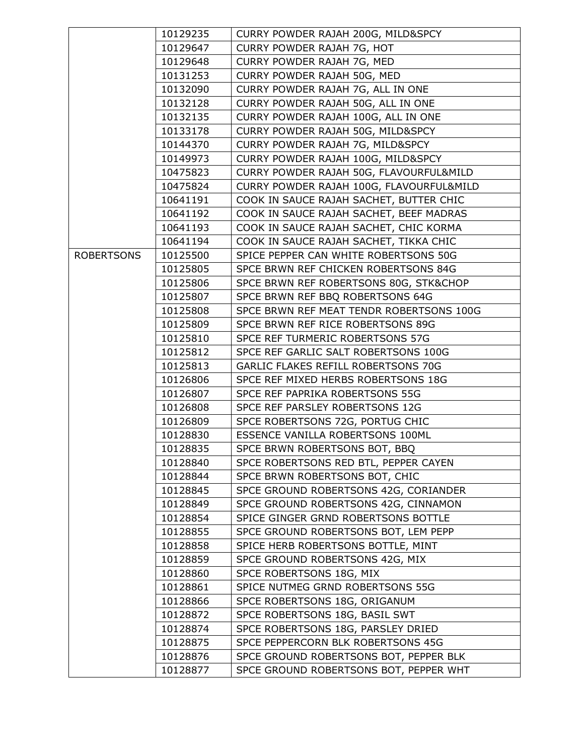| | | |
|---|---|---|
| | 10129235 | CURRY POWDER RAJAH 200G, MILD&SPCY |
| | 10129647 | CURRY POWDER RAJAH 7G, HOT |
| | 10129648 | CURRY POWDER RAJAH 7G, MED |
| | 10131253 | CURRY POWDER RAJAH 50G, MED |
| | 10132090 | CURRY POWDER RAJAH 7G, ALL IN ONE |
| | 10132128 | CURRY POWDER RAJAH 50G, ALL IN ONE |
| | 10132135 | CURRY POWDER RAJAH 100G, ALL IN ONE |
| | 10133178 | CURRY POWDER RAJAH 50G, MILD&SPCY |
| | 10144370 | CURRY POWDER RAJAH 7G, MILD&SPCY |
| | 10149973 | CURRY POWDER RAJAH 100G, MILD&SPCY |
| | 10475823 | CURRY POWDER RAJAH 50G, FLAVOURFUL&MILD |
| | 10475824 | CURRY POWDER RAJAH 100G, FLAVOURFUL&MILD |
| | 10641191 | COOK IN SAUCE RAJAH SACHET, BUTTER CHIC |
| | 10641192 | COOK IN SAUCE RAJAH SACHET, BEEF MADRAS |
| | 10641193 | COOK IN SAUCE RAJAH SACHET, CHIC KORMA |
| | 10641194 | COOK IN SAUCE RAJAH SACHET, TIKKA CHIC |
| ROBERTSONS | 10125500 | SPICE PEPPER CAN WHITE ROBERTSONS 50G |
| | 10125805 | SPCE BRWN REF CHICKEN ROBERTSONS 84G |
| | 10125806 | SPCE BRWN REF ROBERTSONS 80G, STK&CHOP |
| | 10125807 | SPCE BRWN REF BBQ ROBERTSONS 64G |
| | 10125808 | SPCE BRWN REF MEAT TENDR ROBERTSONS 100G |
| | 10125809 | SPCE BRWN REF RICE ROBERTSONS 89G |
| | 10125810 | SPCE REF TURMERIC ROBERTSONS 57G |
| | 10125812 | SPCE REF GARLIC SALT ROBERTSONS 100G |
| | 10125813 | GARLIC FLAKES REFILL ROBERTSONS 70G |
| | 10126806 | SPCE REF MIXED HERBS ROBERTSONS 18G |
| | 10126807 | SPCE REF PAPRIKA ROBERTSONS 55G |
| | 10126808 | SPCE REF PARSLEY ROBERTSONS 12G |
| | 10126809 | SPCE ROBERTSONS 72G, PORTUG CHIC |
| | 10128830 | ESSENCE VANILLA ROBERTSONS 100ML |
| | 10128835 | SPCE BRWN ROBERTSONS BOT, BBQ |
| | 10128840 | SPCE ROBERTSONS RED BTL, PEPPER CAYEN |
| | 10128844 | SPCE BRWN ROBERTSONS BOT, CHIC |
| | 10128845 | SPCE GROUND ROBERTSONS 42G, CORIANDER |
| | 10128849 | SPCE GROUND ROBERTSONS 42G, CINNAMON |
| | 10128854 | SPICE GINGER GRND ROBERTSONS BOTTLE |
| | 10128855 | SPCE GROUND ROBERTSONS BOT, LEM PEPP |
| | 10128858 | SPICE HERB ROBERTSONS BOTTLE, MINT |
| | 10128859 | SPCE GROUND ROBERTSONS 42G, MIX |
| | 10128860 | SPCE ROBERTSONS 18G, MIX |
| | 10128861 | SPICE NUTMEG GRND ROBERTSONS 55G |
| | 10128866 | SPCE ROBERTSONS 18G, ORIGANUM |
| | 10128872 | SPCE ROBERTSONS 18G, BASIL SWT |
| | 10128874 | SPCE ROBERTSONS 18G, PARSLEY DRIED |
| | 10128875 | SPCE PEPPERCORN BLK ROBERTSONS 45G |
| | 10128876 | SPCE GROUND ROBERTSONS BOT, PEPPER BLK |
| | 10128877 | SPCE GROUND ROBERTSONS BOT, PEPPER WHT |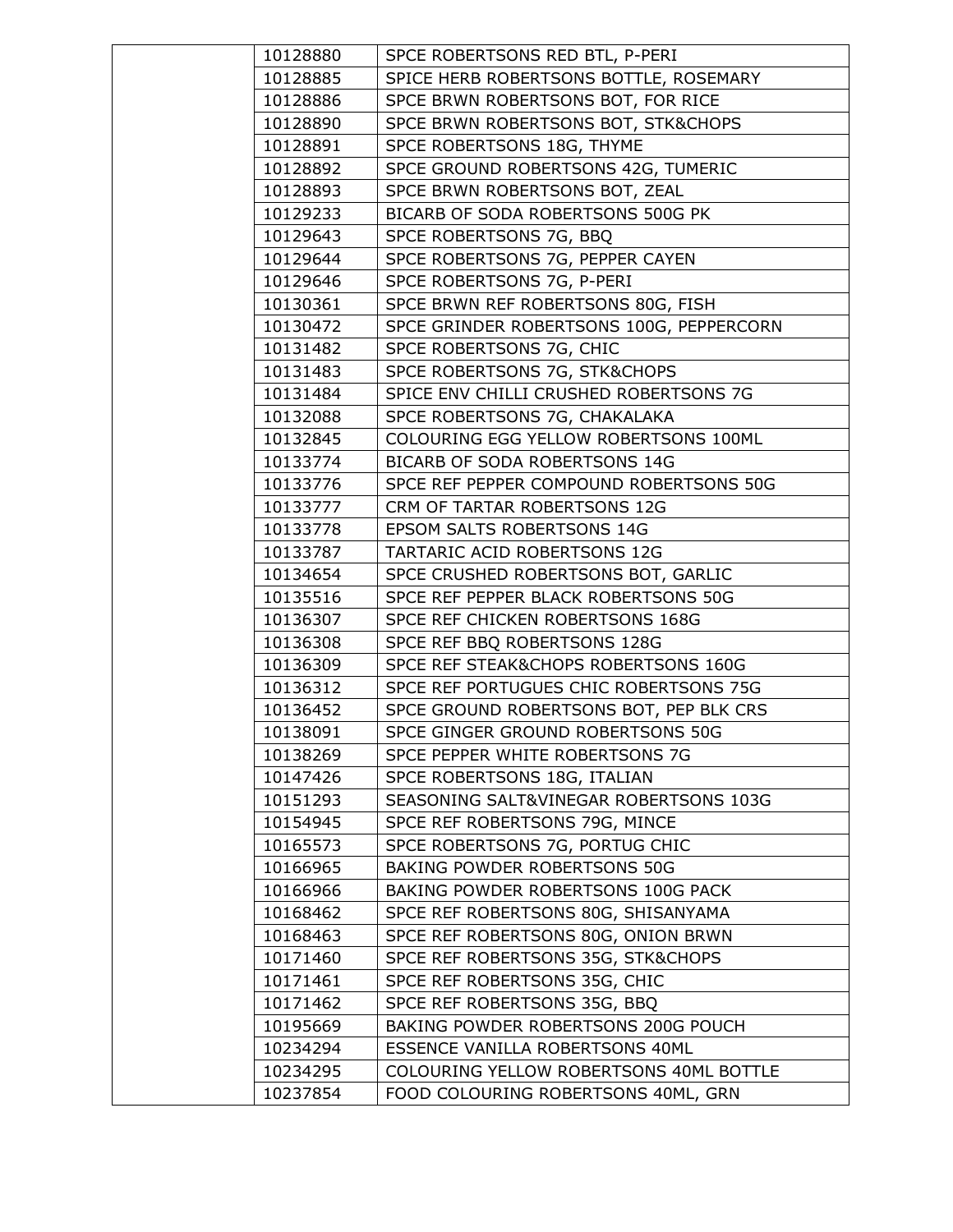| | | |
|---|---|---|
| | 10128880 | SPCE ROBERTSONS RED BTL, P-PERI |
| | 10128885 | SPICE HERB ROBERTSONS BOTTLE, ROSEMARY |
| | 10128886 | SPCE BRWN ROBERTSONS BOT, FOR RICE |
| | 10128890 | SPCE BRWN ROBERTSONS BOT, STK&CHOPS |
| | 10128891 | SPCE ROBERTSONS 18G, THYME |
| | 10128892 | SPCE GROUND ROBERTSONS 42G, TUMERIC |
| | 10128893 | SPCE BRWN ROBERTSONS BOT, ZEAL |
| | 10129233 | BICARB OF SODA ROBERTSONS 500G PK |
| | 10129643 | SPCE ROBERTSONS 7G, BBQ |
| | 10129644 | SPCE ROBERTSONS 7G, PEPPER CAYEN |
| | 10129646 | SPCE ROBERTSONS 7G, P-PERI |
| | 10130361 | SPCE BRWN REF ROBERTSONS 80G, FISH |
| | 10130472 | SPCE GRINDER ROBERTSONS 100G, PEPPERCORN |
| | 10131482 | SPCE ROBERTSONS 7G, CHIC |
| | 10131483 | SPCE ROBERTSONS 7G, STK&CHOPS |
| | 10131484 | SPICE ENV CHILLI CRUSHED ROBERTSONS 7G |
| | 10132088 | SPCE ROBERTSONS 7G, CHAKALAKA |
| | 10132845 | COLOURING EGG YELLOW ROBERTSONS 100ML |
| | 10133774 | BICARB OF SODA ROBERTSONS 14G |
| | 10133776 | SPCE REF PEPPER COMPOUND ROBERTSONS 50G |
| | 10133777 | CRM OF TARTAR ROBERTSONS 12G |
| | 10133778 | EPSOM SALTS ROBERTSONS 14G |
| | 10133787 | TARTARIC ACID ROBERTSONS 12G |
| | 10134654 | SPCE CRUSHED ROBERTSONS BOT, GARLIC |
| | 10135516 | SPCE REF PEPPER BLACK ROBERTSONS 50G |
| | 10136307 | SPCE REF CHICKEN ROBERTSONS 168G |
| | 10136308 | SPCE REF BBQ ROBERTSONS 128G |
| | 10136309 | SPCE REF STEAK&CHOPS ROBERTSONS 160G |
| | 10136312 | SPCE REF PORTUGUES CHIC ROBERTSONS 75G |
| | 10136452 | SPCE GROUND ROBERTSONS BOT, PEP BLK CRS |
| | 10138091 | SPCE GINGER GROUND ROBERTSONS 50G |
| | 10138269 | SPCE PEPPER WHITE ROBERTSONS 7G |
| | 10147426 | SPCE ROBERTSONS 18G, ITALIAN |
| | 10151293 | SEASONING SALT&VINEGAR ROBERTSONS 103G |
| | 10154945 | SPCE REF ROBERTSONS 79G, MINCE |
| | 10165573 | SPCE ROBERTSONS 7G, PORTUG CHIC |
| | 10166965 | BAKING POWDER ROBERTSONS 50G |
| | 10166966 | BAKING POWDER ROBERTSONS 100G PACK |
| | 10168462 | SPCE REF ROBERTSONS 80G, SHISANYAMA |
| | 10168463 | SPCE REF ROBERTSONS 80G, ONION BRWN |
| | 10171460 | SPCE REF ROBERTSONS 35G, STK&CHOPS |
| | 10171461 | SPCE REF ROBERTSONS 35G, CHIC |
| | 10171462 | SPCE REF ROBERTSONS 35G, BBQ |
| | 10195669 | BAKING POWDER ROBERTSONS 200G POUCH |
| | 10234294 | ESSENCE VANILLA ROBERTSONS 40ML |
| | 10234295 | COLOURING YELLOW ROBERTSONS 40ML BOTTLE |
| | 10237854 | FOOD COLOURING ROBERTSONS 40ML, GRN |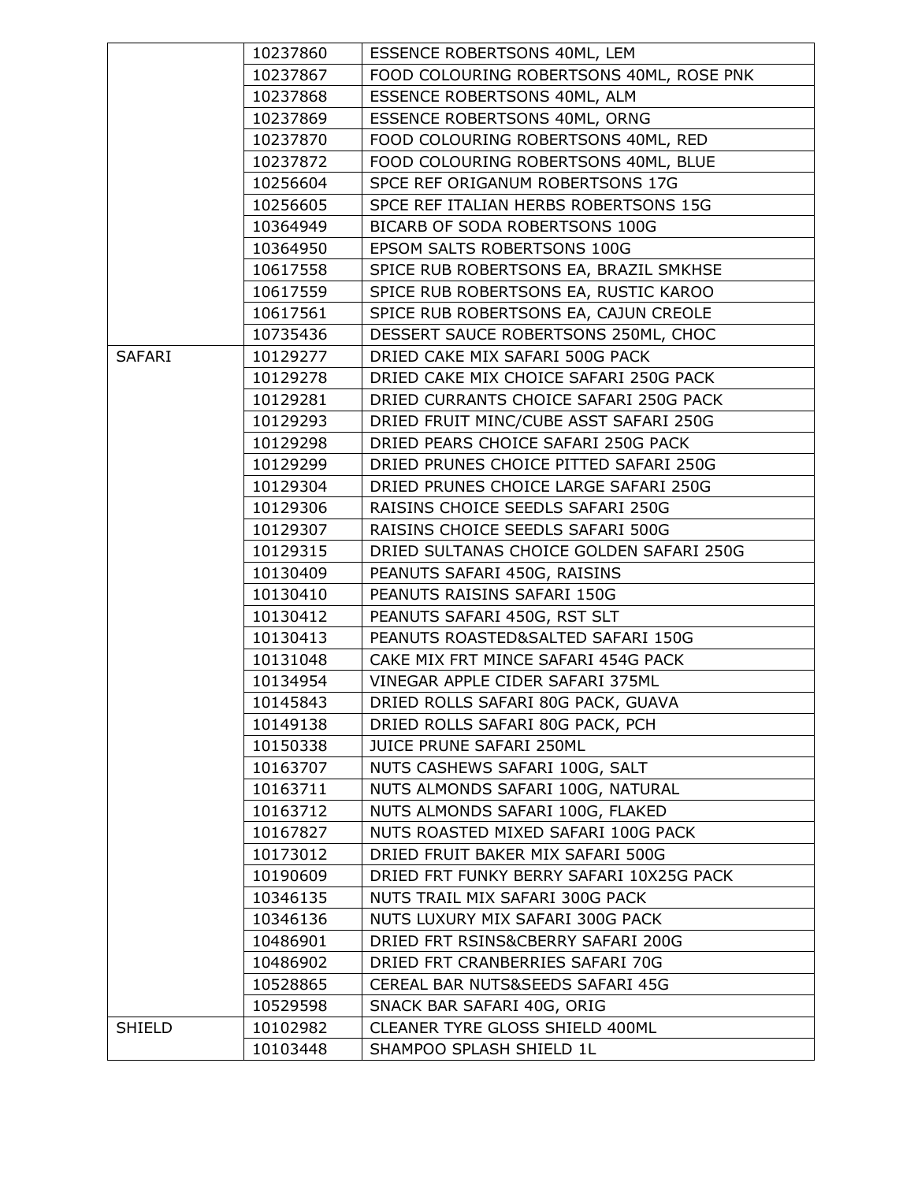| | | |
|---|---|---|
| | 10237860 | ESSENCE ROBERTSONS 40ML, LEM |
| | 10237867 | FOOD COLOURING ROBERTSONS 40ML, ROSE PNK |
| | 10237868 | ESSENCE ROBERTSONS 40ML, ALM |
| | 10237869 | ESSENCE ROBERTSONS 40ML, ORNG |
| | 10237870 | FOOD COLOURING ROBERTSONS 40ML, RED |
| | 10237872 | FOOD COLOURING ROBERTSONS 40ML, BLUE |
| | 10256604 | SPCE REF ORIGANUM ROBERTSONS 17G |
| | 10256605 | SPCE REF ITALIAN HERBS ROBERTSONS 15G |
| | 10364949 | BICARB OF SODA ROBERTSONS 100G |
| | 10364950 | EPSOM SALTS ROBERTSONS 100G |
| | 10617558 | SPICE RUB ROBERTSONS EA, BRAZIL SMKHSE |
| | 10617559 | SPICE RUB ROBERTSONS EA, RUSTIC KAROO |
| | 10617561 | SPICE RUB ROBERTSONS EA, CAJUN CREOLE |
| | 10735436 | DESSERT SAUCE ROBERTSONS 250ML, CHOC |
| SAFARI | 10129277 | DRIED CAKE MIX SAFARI 500G PACK |
| | 10129278 | DRIED CAKE MIX CHOICE SAFARI 250G PACK |
| | 10129281 | DRIED CURRANTS CHOICE SAFARI 250G PACK |
| | 10129293 | DRIED FRUIT MINC/CUBE ASST SAFARI 250G |
| | 10129298 | DRIED PEARS CHOICE SAFARI 250G PACK |
| | 10129299 | DRIED PRUNES CHOICE PITTED SAFARI 250G |
| | 10129304 | DRIED PRUNES CHOICE LARGE SAFARI 250G |
| | 10129306 | RAISINS CHOICE SEEDLS SAFARI 250G |
| | 10129307 | RAISINS CHOICE SEEDLS SAFARI 500G |
| | 10129315 | DRIED SULTANAS CHOICE GOLDEN SAFARI 250G |
| | 10130409 | PEANUTS SAFARI 450G, RAISINS |
| | 10130410 | PEANUTS RAISINS SAFARI 150G |
| | 10130412 | PEANUTS SAFARI 450G, RST SLT |
| | 10130413 | PEANUTS ROASTED&SALTED SAFARI 150G |
| | 10131048 | CAKE MIX FRT MINCE SAFARI 454G PACK |
| | 10134954 | VINEGAR APPLE CIDER SAFARI 375ML |
| | 10145843 | DRIED ROLLS SAFARI 80G PACK, GUAVA |
| | 10149138 | DRIED ROLLS SAFARI 80G PACK, PCH |
| | 10150338 | JUICE PRUNE SAFARI 250ML |
| | 10163707 | NUTS CASHEWS SAFARI 100G, SALT |
| | 10163711 | NUTS ALMONDS SAFARI 100G, NATURAL |
| | 10163712 | NUTS ALMONDS SAFARI 100G, FLAKED |
| | 10167827 | NUTS ROASTED MIXED SAFARI 100G PACK |
| | 10173012 | DRIED FRUIT BAKER MIX SAFARI 500G |
| | 10190609 | DRIED FRT FUNKY BERRY SAFARI 10X25G PACK |
| | 10346135 | NUTS TRAIL MIX SAFARI 300G PACK |
| | 10346136 | NUTS LUXURY MIX SAFARI 300G PACK |
| | 10486901 | DRIED FRT RSINS&CBERRY SAFARI 200G |
| | 10486902 | DRIED FRT CRANBERRIES SAFARI 70G |
| | 10528865 | CEREAL BAR NUTS&SEEDS SAFARI 45G |
| | 10529598 | SNACK BAR SAFARI 40G, ORIG |
| SHIELD | 10102982 | CLEANER TYRE GLOSS SHIELD 400ML |
| | 10103448 | SHAMPOO SPLASH SHIELD 1L |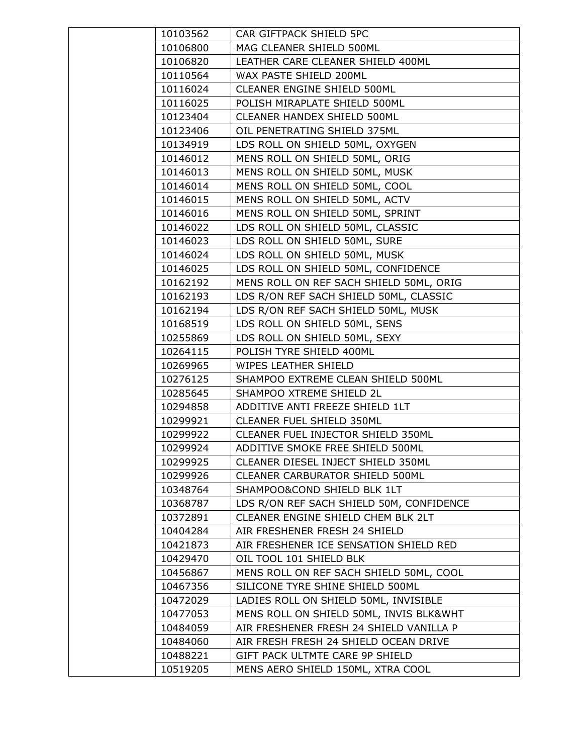| | | |
|---|---|---|
| | 10103562 | CAR GIFTPACK SHIELD 5PC |
| | 10106800 | MAG CLEANER SHIELD 500ML |
| | 10106820 | LEATHER CARE CLEANER SHIELD 400ML |
| | 10110564 | WAX PASTE SHIELD 200ML |
| | 10116024 | CLEANER ENGINE SHIELD 500ML |
| | 10116025 | POLISH MIRAPLATE SHIELD 500ML |
| | 10123404 | CLEANER HANDEX SHIELD 500ML |
| | 10123406 | OIL PENETRATING SHIELD 375ML |
| | 10134919 | LDS ROLL ON SHIELD 50ML, OXYGEN |
| | 10146012 | MENS ROLL ON SHIELD 50ML, ORIG |
| | 10146013 | MENS ROLL ON SHIELD 50ML, MUSK |
| | 10146014 | MENS ROLL ON SHIELD 50ML, COOL |
| | 10146015 | MENS ROLL ON SHIELD 50ML, ACTV |
| | 10146016 | MENS ROLL ON SHIELD 50ML, SPRINT |
| | 10146022 | LDS ROLL ON SHIELD 50ML, CLASSIC |
| | 10146023 | LDS ROLL ON SHIELD 50ML, SURE |
| | 10146024 | LDS ROLL ON SHIELD 50ML, MUSK |
| | 10146025 | LDS ROLL ON SHIELD 50ML, CONFIDENCE |
| | 10162192 | MENS ROLL ON REF SACH SHIELD 50ML, ORIG |
| | 10162193 | LDS R/ON REF SACH SHIELD 50ML, CLASSIC |
| | 10162194 | LDS R/ON REF SACH SHIELD 50ML, MUSK |
| | 10168519 | LDS ROLL ON SHIELD 50ML, SENS |
| | 10255869 | LDS ROLL ON SHIELD 50ML, SEXY |
| | 10264115 | POLISH TYRE SHIELD 400ML |
| | 10269965 | WIPES LEATHER SHIELD |
| | 10276125 | SHAMPOO EXTREME CLEAN SHIELD 500ML |
| | 10285645 | SHAMPOO XTREME SHIELD 2L |
| | 10294858 | ADDITIVE ANTI FREEZE SHIELD 1LT |
| | 10299921 | CLEANER FUEL SHIELD 350ML |
| | 10299922 | CLEANER FUEL INJECTOR SHIELD 350ML |
| | 10299924 | ADDITIVE SMOKE FREE SHIELD 500ML |
| | 10299925 | CLEANER DIESEL INJECT SHIELD 350ML |
| | 10299926 | CLEANER CARBURATOR SHIELD 500ML |
| | 10348764 | SHAMPOO&COND SHIELD BLK 1LT |
| | 10368787 | LDS R/ON REF SACH SHIELD 50M, CONFIDENCE |
| | 10372891 | CLEANER ENGINE SHIELD CHEM BLK 2LT |
| | 10404284 | AIR FRESHENER FRESH 24 SHIELD |
| | 10421873 | AIR FRESHENER ICE SENSATION SHIELD RED |
| | 10429470 | OIL TOOL 101 SHIELD BLK |
| | 10456867 | MENS ROLL ON REF SACH SHIELD 50ML, COOL |
| | 10467356 | SILICONE TYRE SHINE SHIELD 500ML |
| | 10472029 | LADIES ROLL ON SHIELD 50ML, INVISIBLE |
| | 10477053 | MENS ROLL ON SHIELD 50ML, INVIS BLK&WHT |
| | 10484059 | AIR FRESHENER FRESH 24 SHIELD VANILLA P |
| | 10484060 | AIR FRESH FRESH 24 SHIELD OCEAN DRIVE |
| | 10488221 | GIFT PACK ULTMTE CARE 9P SHIELD |
| | 10519205 | MENS AERO SHIELD 150ML, XTRA COOL |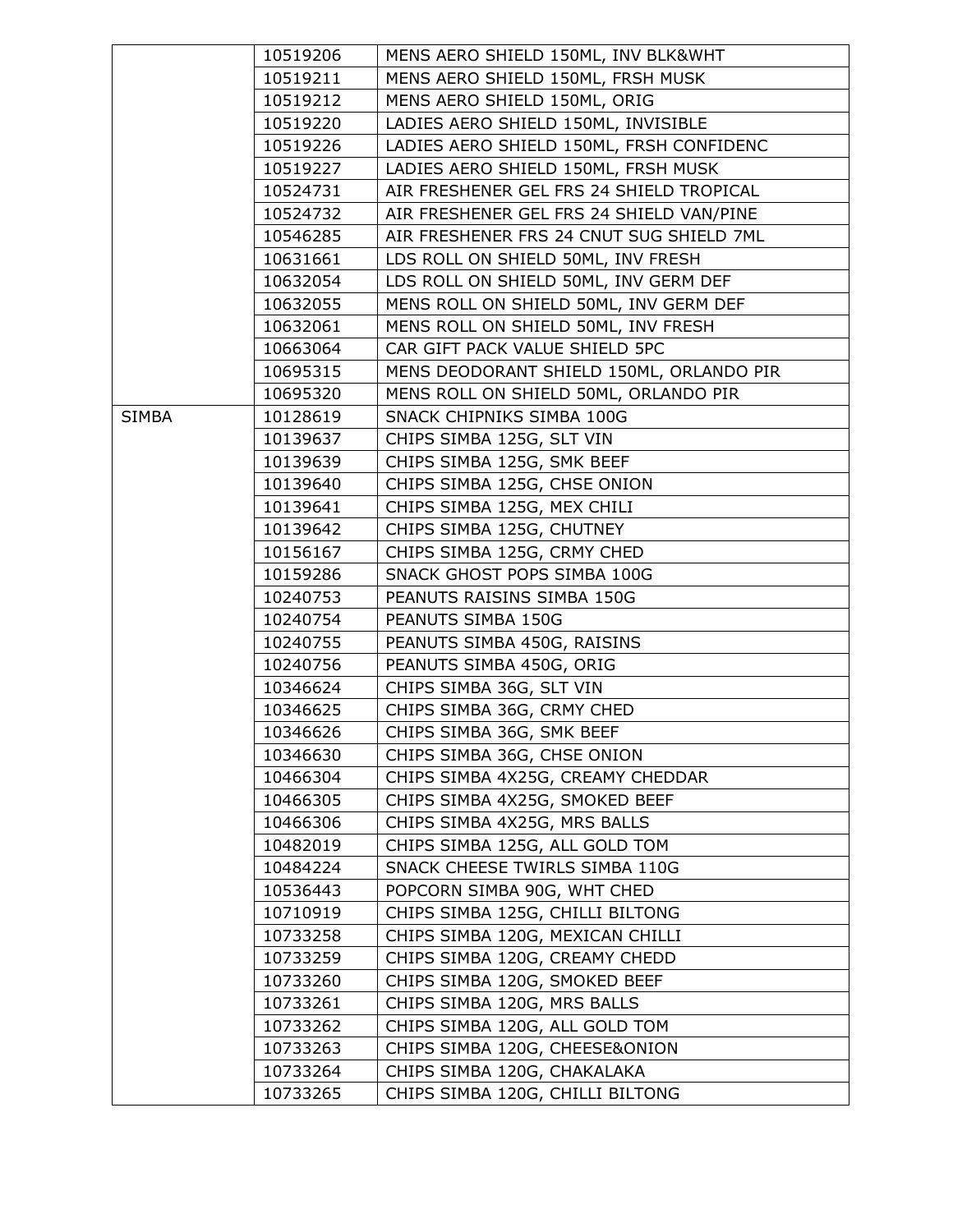| | | |
|---|---|---|
| | 10519206 | MENS AERO SHIELD 150ML, INV BLK&WHT |
| | 10519211 | MENS AERO SHIELD 150ML, FRSH MUSK |
| | 10519212 | MENS AERO SHIELD 150ML, ORIG |
| | 10519220 | LADIES AERO SHIELD 150ML, INVISIBLE |
| | 10519226 | LADIES AERO SHIELD 150ML, FRSH CONFIDENC |
| | 10519227 | LADIES AERO SHIELD 150ML, FRSH MUSK |
| | 10524731 | AIR FRESHENER GEL FRS 24 SHIELD TROPICAL |
| | 10524732 | AIR FRESHENER GEL FRS 24 SHIELD VAN/PINE |
| | 10546285 | AIR FRESHENER FRS 24 CNUT SUG SHIELD 7ML |
| | 10631661 | LDS ROLL ON SHIELD 50ML, INV FRESH |
| | 10632054 | LDS ROLL ON SHIELD 50ML, INV GERM DEF |
| | 10632055 | MENS ROLL ON SHIELD 50ML, INV GERM DEF |
| | 10632061 | MENS ROLL ON SHIELD 50ML, INV FRESH |
| | 10663064 | CAR GIFT PACK VALUE SHIELD 5PC |
| | 10695315 | MENS DEODORANT SHIELD 150ML, ORLANDO PIR |
| | 10695320 | MENS ROLL ON SHIELD 50ML, ORLANDO PIR |
| SIMBA | 10128619 | SNACK CHIPNIKS SIMBA 100G |
| | 10139637 | CHIPS SIMBA 125G, SLT VIN |
| | 10139639 | CHIPS SIMBA 125G, SMK BEEF |
| | 10139640 | CHIPS SIMBA 125G, CHSE ONION |
| | 10139641 | CHIPS SIMBA 125G, MEX CHILI |
| | 10139642 | CHIPS SIMBA 125G, CHUTNEY |
| | 10156167 | CHIPS SIMBA 125G, CRMY CHED |
| | 10159286 | SNACK GHOST POPS SIMBA 100G |
| | 10240753 | PEANUTS RAISINS SIMBA 150G |
| | 10240754 | PEANUTS SIMBA 150G |
| | 10240755 | PEANUTS SIMBA 450G, RAISINS |
| | 10240756 | PEANUTS SIMBA 450G, ORIG |
| | 10346624 | CHIPS SIMBA 36G, SLT VIN |
| | 10346625 | CHIPS SIMBA 36G, CRMY CHED |
| | 10346626 | CHIPS SIMBA 36G, SMK BEEF |
| | 10346630 | CHIPS SIMBA 36G, CHSE ONION |
| | 10466304 | CHIPS SIMBA 4X25G, CREAMY CHEDDAR |
| | 10466305 | CHIPS SIMBA 4X25G, SMOKED BEEF |
| | 10466306 | CHIPS SIMBA 4X25G, MRS BALLS |
| | 10482019 | CHIPS SIMBA 125G, ALL GOLD TOM |
| | 10484224 | SNACK CHEESE TWIRLS SIMBA 110G |
| | 10536443 | POPCORN SIMBA 90G, WHT CHED |
| | 10710919 | CHIPS SIMBA 125G, CHILLI BILTONG |
| | 10733258 | CHIPS SIMBA 120G, MEXICAN CHILLI |
| | 10733259 | CHIPS SIMBA 120G, CREAMY CHEDD |
| | 10733260 | CHIPS SIMBA 120G, SMOKED BEEF |
| | 10733261 | CHIPS SIMBA 120G, MRS BALLS |
| | 10733262 | CHIPS SIMBA 120G, ALL GOLD TOM |
| | 10733263 | CHIPS SIMBA 120G, CHEESE&ONION |
| | 10733264 | CHIPS SIMBA 120G, CHAKALAKA |
| | 10733265 | CHIPS SIMBA 120G, CHILLI BILTONG |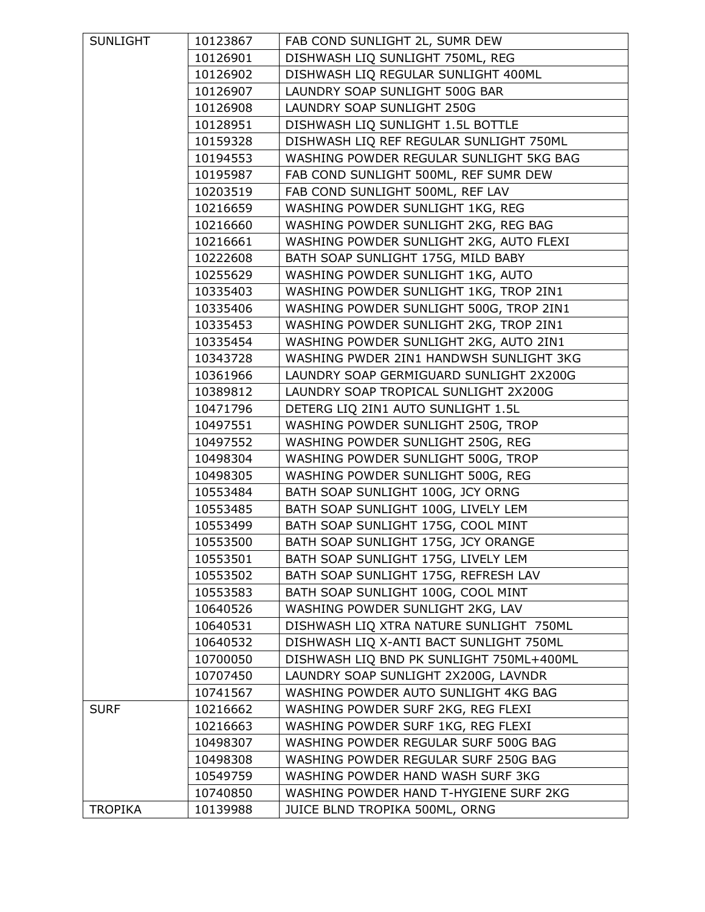| SUNLIGHT | 10123867 | FAB COND SUNLIGHT 2L, SUMR DEW |
|---|---|---|
| | 10126901 | DISHWASH LIQ SUNLIGHT 750ML, REG |
| | 10126902 | DISHWASH LIQ REGULAR SUNLIGHT 400ML |
| | 10126907 | LAUNDRY SOAP SUNLIGHT 500G BAR |
| | 10126908 | LAUNDRY SOAP SUNLIGHT 250G |
| | 10128951 | DISHWASH LIQ SUNLIGHT 1.5L BOTTLE |
| | 10159328 | DISHWASH LIQ REF REGULAR SUNLIGHT 750ML |
| | 10194553 | WASHING POWDER REGULAR SUNLIGHT 5KG BAG |
| | 10195987 | FAB COND SUNLIGHT 500ML, REF SUMR DEW |
| | 10203519 | FAB COND SUNLIGHT 500ML, REF LAV |
| | 10216659 | WASHING POWDER SUNLIGHT 1KG, REG |
| | 10216660 | WASHING POWDER SUNLIGHT 2KG, REG BAG |
| | 10216661 | WASHING POWDER SUNLIGHT 2KG, AUTO FLEXI |
| | 10222608 | BATH SOAP SUNLIGHT 175G, MILD BABY |
| | 10255629 | WASHING POWDER SUNLIGHT 1KG, AUTO |
| | 10335403 | WASHING POWDER SUNLIGHT 1KG, TROP 2IN1 |
| | 10335406 | WASHING POWDER SUNLIGHT 500G, TROP 2IN1 |
| | 10335453 | WASHING POWDER SUNLIGHT 2KG, TROP 2IN1 |
| | 10335454 | WASHING POWDER SUNLIGHT 2KG, AUTO 2IN1 |
| | 10343728 | WASHING PWDER 2IN1 HANDWSH SUNLIGHT 3KG |
| | 10361966 | LAUNDRY SOAP GERMIGUARD SUNLIGHT 2X200G |
| | 10389812 | LAUNDRY SOAP TROPICAL SUNLIGHT 2X200G |
| | 10471796 | DETERG LIQ 2IN1 AUTO SUNLIGHT 1.5L |
| | 10497551 | WASHING POWDER SUNLIGHT 250G, TROP |
| | 10497552 | WASHING POWDER SUNLIGHT 250G, REG |
| | 10498304 | WASHING POWDER SUNLIGHT 500G, TROP |
| | 10498305 | WASHING POWDER SUNLIGHT 500G, REG |
| | 10553484 | BATH SOAP SUNLIGHT 100G, JCY ORNG |
| | 10553485 | BATH SOAP SUNLIGHT 100G, LIVELY LEM |
| | 10553499 | BATH SOAP SUNLIGHT 175G, COOL MINT |
| | 10553500 | BATH SOAP SUNLIGHT 175G, JCY ORANGE |
| | 10553501 | BATH SOAP SUNLIGHT 175G, LIVELY LEM |
| | 10553502 | BATH SOAP SUNLIGHT 175G, REFRESH LAV |
| | 10553583 | BATH SOAP SUNLIGHT 100G, COOL MINT |
| | 10640526 | WASHING POWDER SUNLIGHT 2KG, LAV |
| | 10640531 | DISHWASH LIQ XTRA NATURE SUNLIGHT 750ML |
| | 10640532 | DISHWASH LIQ X-ANTI BACT SUNLIGHT 750ML |
| | 10700050 | DISHWASH LIQ BND PK SUNLIGHT 750ML+400ML |
| | 10707450 | LAUNDRY SOAP SUNLIGHT 2X200G, LAVNDR |
| | 10741567 | WASHING POWDER AUTO SUNLIGHT 4KG BAG |
| SURF | 10216662 | WASHING POWDER SURF 2KG, REG FLEXI |
| | 10216663 | WASHING POWDER SURF 1KG, REG FLEXI |
| | 10498307 | WASHING POWDER REGULAR SURF 500G BAG |
| | 10498308 | WASHING POWDER REGULAR SURF 250G BAG |
| | 10549759 | WASHING POWDER HAND WASH SURF 3KG |
| | 10740850 | WASHING POWDER HAND T-HYGIENE SURF 2KG |
| TROPIKA | 10139988 | JUICE BLND TROPIKA 500ML, ORNG |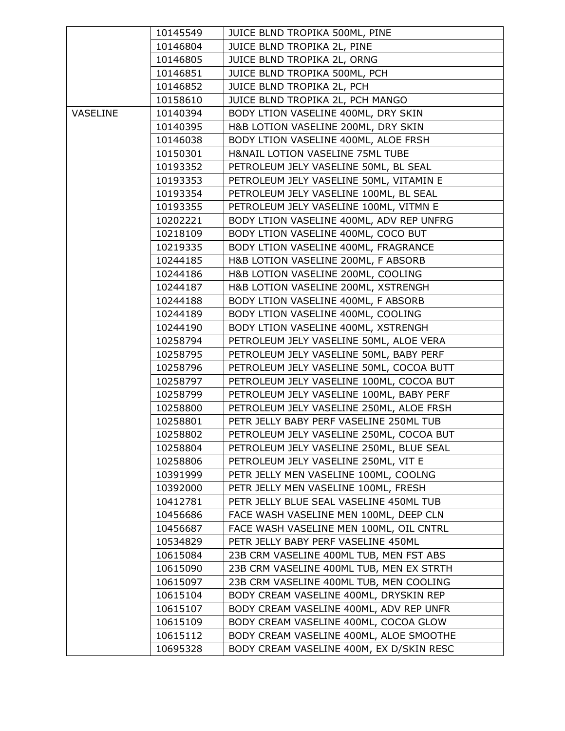| | | |
|---|---|---|
| | 10145549 | JUICE BLND TROPIKA 500ML, PINE |
| | 10146804 | JUICE BLND TROPIKA 2L, PINE |
| | 10146805 | JUICE BLND TROPIKA 2L, ORNG |
| | 10146851 | JUICE BLND TROPIKA 500ML, PCH |
| | 10146852 | JUICE BLND TROPIKA 2L, PCH |
| | 10158610 | JUICE BLND TROPIKA 2L, PCH MANGO |
| VASELINE | 10140394 | BODY LTION VASELINE 400ML, DRY SKIN |
| | 10140395 | H&B LOTION VASELINE 200ML, DRY SKIN |
| | 10146038 | BODY LTION VASELINE 400ML, ALOE FRSH |
| | 10150301 | H&NAIL LOTION VASELINE 75ML TUBE |
| | 10193352 | PETROLEUM JELY VASELINE 50ML, BL SEAL |
| | 10193353 | PETROLEUM JELY VASELINE 50ML, VITAMIN E |
| | 10193354 | PETROLEUM JELY VASELINE 100ML, BL SEAL |
| | 10193355 | PETROLEUM JELY VASELINE 100ML, VITMN E |
| | 10202221 | BODY LTION VASELINE 400ML, ADV REP UNFRG |
| | 10218109 | BODY LTION VASELINE 400ML, COCO BUT |
| | 10219335 | BODY LTION VASELINE 400ML, FRAGRANCE |
| | 10244185 | H&B LOTION VASELINE 200ML, F ABSORB |
| | 10244186 | H&B LOTION VASELINE 200ML, COOLING |
| | 10244187 | H&B LOTION VASELINE 200ML, XSTRENGH |
| | 10244188 | BODY LTION VASELINE 400ML, F ABSORB |
| | 10244189 | BODY LTION VASELINE 400ML, COOLING |
| | 10244190 | BODY LTION VASELINE 400ML, XSTRENGH |
| | 10258794 | PETROLEUM JELY VASELINE 50ML, ALOE VERA |
| | 10258795 | PETROLEUM JELY VASELINE 50ML, BABY PERF |
| | 10258796 | PETROLEUM JELY VASELINE 50ML, COCOA BUTT |
| | 10258797 | PETROLEUM JELY VASELINE 100ML, COCOA BUT |
| | 10258799 | PETROLEUM JELY VASELINE 100ML, BABY PERF |
| | 10258800 | PETROLEUM JELY VASELINE 250ML, ALOE FRSH |
| | 10258801 | PETR JELLY BABY PERF VASELINE 250ML TUB |
| | 10258802 | PETROLEUM JELY VASELINE 250ML, COCOA BUT |
| | 10258804 | PETROLEUM JELY VASELINE 250ML, BLUE SEAL |
| | 10258806 | PETROLEUM JELY VASELINE 250ML, VIT E |
| | 10391999 | PETR JELLY MEN VASELINE 100ML, COOLNG |
| | 10392000 | PETR JELLY MEN VASELINE 100ML, FRESH |
| | 10412781 | PETR JELLY BLUE SEAL VASELINE 450ML TUB |
| | 10456686 | FACE WASH VASELINE MEN 100ML, DEEP CLN |
| | 10456687 | FACE WASH VASELINE MEN 100ML, OIL CNTRL |
| | 10534829 | PETR JELLY BABY PERF VASELINE 450ML |
| | 10615084 | 23B CRM VASELINE 400ML TUB, MEN FST ABS |
| | 10615090 | 23B CRM VASELINE 400ML TUB, MEN EX STRTH |
| | 10615097 | 23B CRM VASELINE 400ML TUB, MEN COOLING |
| | 10615104 | BODY CREAM VASELINE 400ML, DRYSKIN REP |
| | 10615107 | BODY CREAM VASELINE 400ML, ADV REP UNFR |
| | 10615109 | BODY CREAM VASELINE 400ML, COCOA GLOW |
| | 10615112 | BODY CREAM VASELINE 400ML, ALOE SMOOTHE |
| | 10695328 | BODY CREAM VASELINE 400M, EX D/SKIN RESC |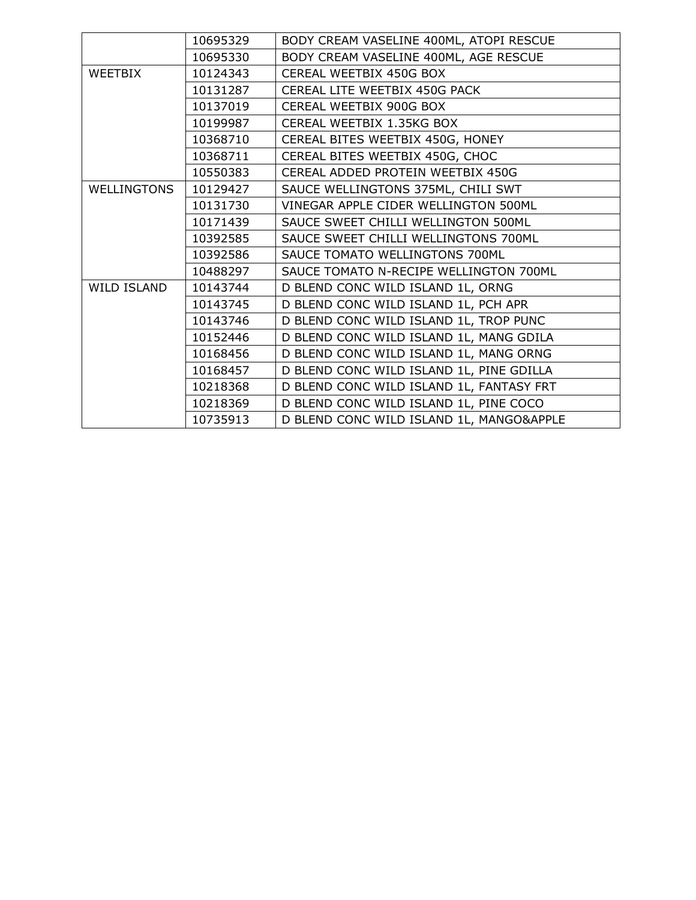| | | |
|---|---|---|
| | 10695329 | BODY CREAM VASELINE 400ML, ATOPI RESCUE |
| | 10695330 | BODY CREAM VASELINE 400ML, AGE RESCUE |
| WEETBIX | 10124343 | CEREAL WEETBIX 450G BOX |
| | 10131287 | CEREAL LITE WEETBIX 450G PACK |
| | 10137019 | CEREAL WEETBIX 900G BOX |
| | 10199987 | CEREAL WEETBIX 1.35KG BOX |
| | 10368710 | CEREAL BITES WEETBIX 450G, HONEY |
| | 10368711 | CEREAL BITES WEETBIX 450G, CHOC |
| | 10550383 | CEREAL ADDED PROTEIN WEETBIX 450G |
| WELLINGTONS | 10129427 | SAUCE WELLINGTONS 375ML, CHILI SWT |
| | 10131730 | VINEGAR APPLE CIDER WELLINGTON 500ML |
| | 10171439 | SAUCE SWEET CHILLI WELLINGTON 500ML |
| | 10392585 | SAUCE SWEET CHILLI WELLINGTONS 700ML |
| | 10392586 | SAUCE TOMATO WELLINGTONS 700ML |
| | 10488297 | SAUCE TOMATO N-RECIPE WELLINGTON 700ML |
| WILD ISLAND | 10143744 | D BLEND CONC WILD ISLAND 1L, ORNG |
| | 10143745 | D BLEND CONC WILD ISLAND 1L, PCH APR |
| | 10143746 | D BLEND CONC WILD ISLAND 1L, TROP PUNC |
| | 10152446 | D BLEND CONC WILD ISLAND 1L, MANG GDILA |
| | 10168456 | D BLEND CONC WILD ISLAND 1L, MANG ORNG |
| | 10168457 | D BLEND CONC WILD ISLAND 1L, PINE GDILLA |
| | 10218368 | D BLEND CONC WILD ISLAND 1L, FANTASY FRT |
| | 10218369 | D BLEND CONC WILD ISLAND 1L, PINE COCO |
| | 10735913 | D BLEND CONC WILD ISLAND 1L, MANGO&APPLE |